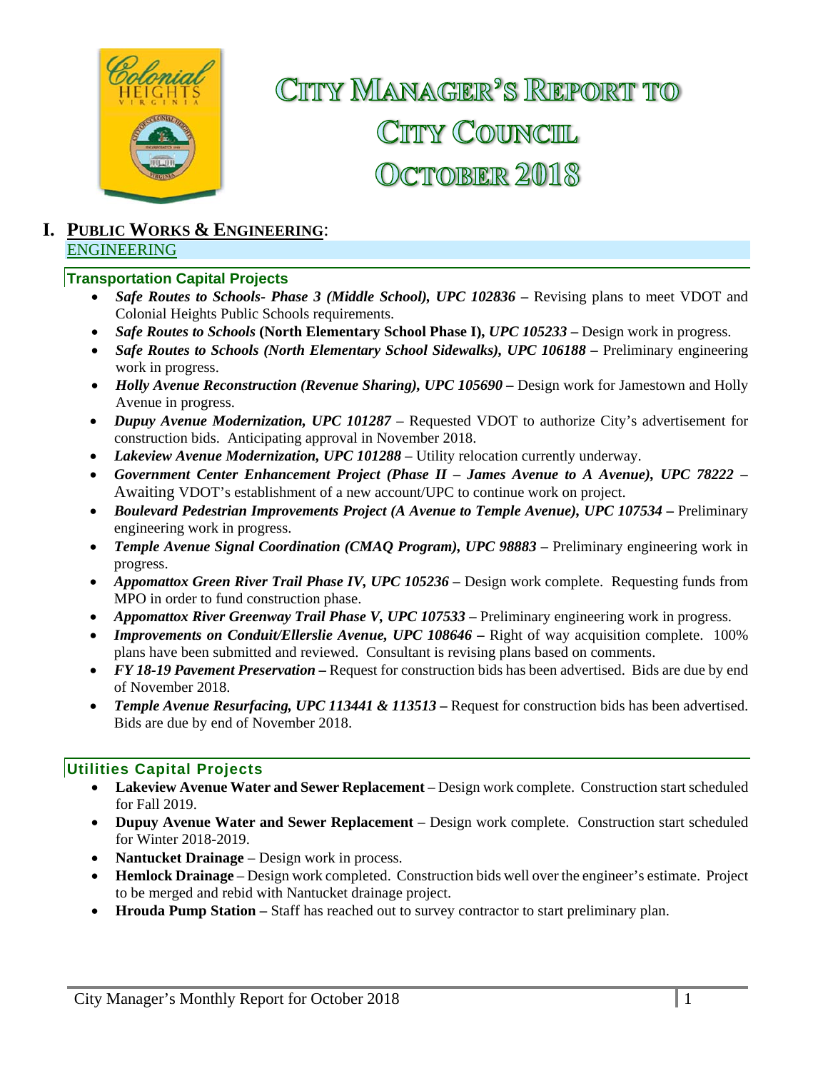# City Manager's Report to City Council October 2018

## I. Public Works & Engineering:

### ENGINEERING

#### Transportation Capital Projects

- ***Safe Routes to Schools- Phase 3 (Middle School), UPC 102836 –*** Revising plans to meet VDOT and Colonial Heights Public Schools requirements.
- ***Safe Routes to Schools* (North Elementary School Phase I), *UPC 105233 –*** Design work in progress.
- ***Safe Routes to Schools (North Elementary School Sidewalks), UPC 106188 –*** Preliminary engineering work in progress.
- ***Holly Avenue Reconstruction (Revenue Sharing), UPC 105690 –*** Design work for Jamestown and Holly Avenue in progress.
- ***Dupuy Avenue Modernization, UPC 101287*** – Requested VDOT to authorize City's advertisement for construction bids. Anticipating approval in November 2018.
- ***Lakeview Avenue Modernization, UPC 101288*** – Utility relocation currently underway.
- ***Government Center Enhancement Project (Phase II – James Avenue to A Avenue), UPC 78222 –*** Awaiting VDOT's establishment of a new account/UPC to continue work on project.
- ***Boulevard Pedestrian Improvements Project (A Avenue to Temple Avenue), UPC 107534 –*** Preliminary engineering work in progress.
- ***Temple Avenue Signal Coordination (CMAQ Program), UPC 98883 –*** Preliminary engineering work in progress.
- ***Appomattox Green River Trail Phase IV, UPC 105236 –*** Design work complete. Requesting funds from MPO in order to fund construction phase.
- ***Appomattox River Greenway Trail Phase V, UPC 107533 –*** Preliminary engineering work in progress.
- ***Improvements on Conduit/Ellerslie Avenue, UPC 108646 –*** Right of way acquisition complete. 100% plans have been submitted and reviewed. Consultant is revising plans based on comments.
- ***FY 18-19 Pavement Preservation –*** Request for construction bids has been advertised. Bids are due by end of November 2018.
- ***Temple Avenue Resurfacing, UPC 113441 & 113513 –*** Request for construction bids has been advertised. Bids are due by end of November 2018.

#### Utilities Capital Projects

- **Lakeview Avenue Water and Sewer Replacement** – Design work complete. Construction start scheduled for Fall 2019.
- **Dupuy Avenue Water and Sewer Replacement** – Design work complete. Construction start scheduled for Winter 2018-2019.
- **Nantucket Drainage** – Design work in process.
- **Hemlock Drainage** – Design work completed. Construction bids well over the engineer's estimate. Project to be merged and rebid with Nantucket drainage project.
- **Hrouda Pump Station –** Staff has reached out to survey contractor to start preliminary plan.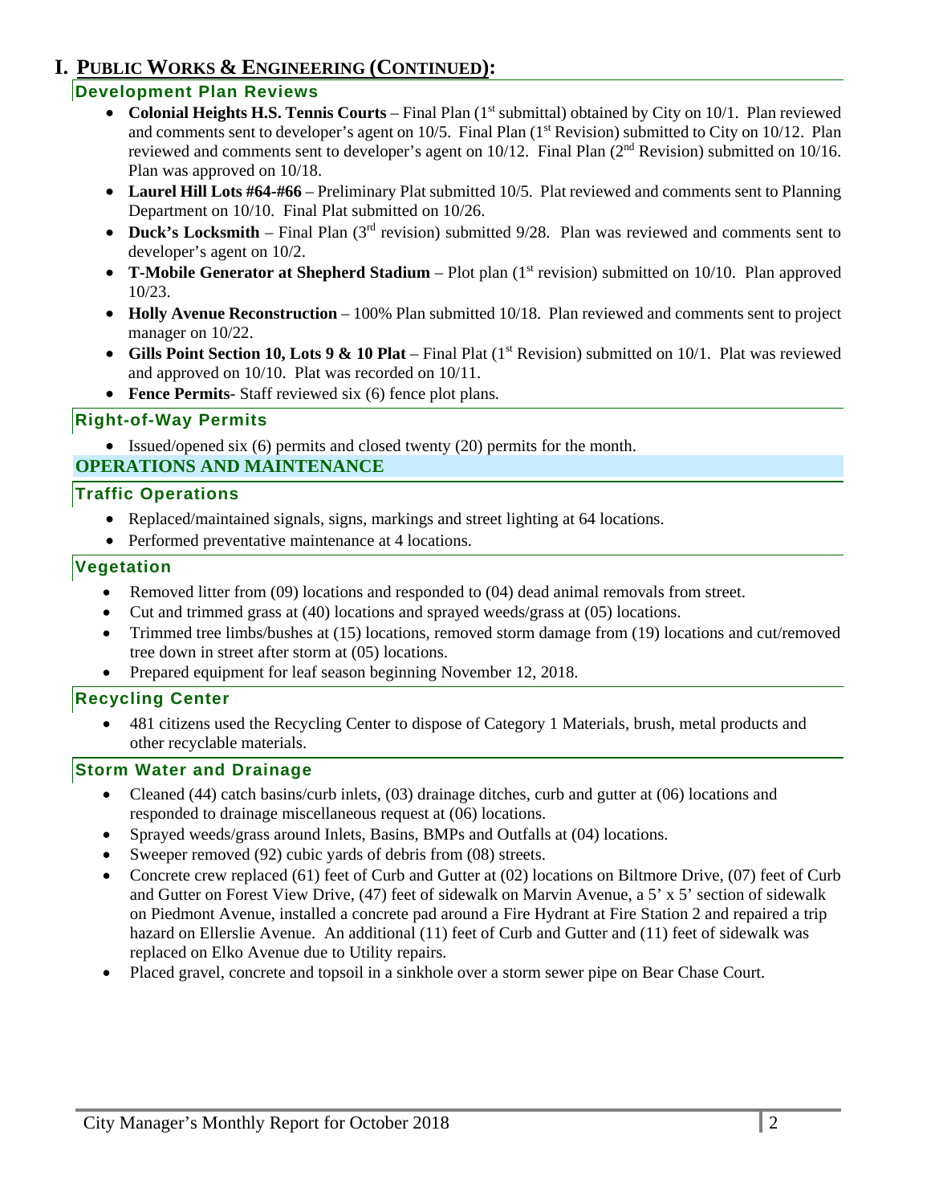# I. PUBLIC WORKS & ENGINEERING (CONTINUED):

### Development Plan Reviews

- **Colonial Heights H.S. Tennis Courts** – Final Plan (1st submittal) obtained by City on 10/1. Plan reviewed and comments sent to developer's agent on 10/5. Final Plan (1st Revision) submitted to City on 10/12. Plan reviewed and comments sent to developer's agent on 10/12. Final Plan (2nd Revision) submitted on 10/16. Plan was approved on 10/18.
- **Laurel Hill Lots #64-#66** – Preliminary Plat submitted 10/5. Plat reviewed and comments sent to Planning Department on 10/10. Final Plat submitted on 10/26.
- **Duck's Locksmith** – Final Plan (3rd revision) submitted 9/28. Plan was reviewed and comments sent to developer's agent on 10/2.
- **T-Mobile Generator at Shepherd Stadium** – Plot plan (1st revision) submitted on 10/10. Plan approved 10/23.
- **Holly Avenue Reconstruction** – 100% Plan submitted 10/18. Plan reviewed and comments sent to project manager on 10/22.
- **Gills Point Section 10, Lots 9 & 10 Plat** – Final Plat (1st Revision) submitted on 10/1. Plat was reviewed and approved on 10/10. Plat was recorded on 10/11.
- **Fence Permits**- Staff reviewed six (6) fence plot plans.

### Right-of-Way Permits

- Issued/opened six (6) permits and closed twenty (20) permits for the month.

## OPERATIONS AND MAINTENANCE

### Traffic Operations

- Replaced/maintained signals, signs, markings and street lighting at 64 locations.
- Performed preventative maintenance at 4 locations.

### Vegetation

- Removed litter from (09) locations and responded to (04) dead animal removals from street.
- Cut and trimmed grass at (40) locations and sprayed weeds/grass at (05) locations.
- Trimmed tree limbs/bushes at (15) locations, removed storm damage from (19) locations and cut/removed tree down in street after storm at (05) locations.
- Prepared equipment for leaf season beginning November 12, 2018.

### Recycling Center

- 481 citizens used the Recycling Center to dispose of Category 1 Materials, brush, metal products and other recyclable materials.

### Storm Water and Drainage

- Cleaned (44) catch basins/curb inlets, (03) drainage ditches, curb and gutter at (06) locations and responded to drainage miscellaneous request at (06) locations.
- Sprayed weeds/grass around Inlets, Basins, BMPs and Outfalls at (04) locations.
- Sweeper removed (92) cubic yards of debris from (08) streets.
- Concrete crew replaced (61) feet of Curb and Gutter at (02) locations on Biltmore Drive, (07) feet of Curb and Gutter on Forest View Drive, (47) feet of sidewalk on Marvin Avenue, a 5' x 5' section of sidewalk on Piedmont Avenue, installed a concrete pad around a Fire Hydrant at Fire Station 2 and repaired a trip hazard on Ellerslie Avenue. An additional (11) feet of Curb and Gutter and (11) feet of sidewalk was replaced on Elko Avenue due to Utility repairs.
- Placed gravel, concrete and topsoil in a sinkhole over a storm sewer pipe on Bear Chase Court.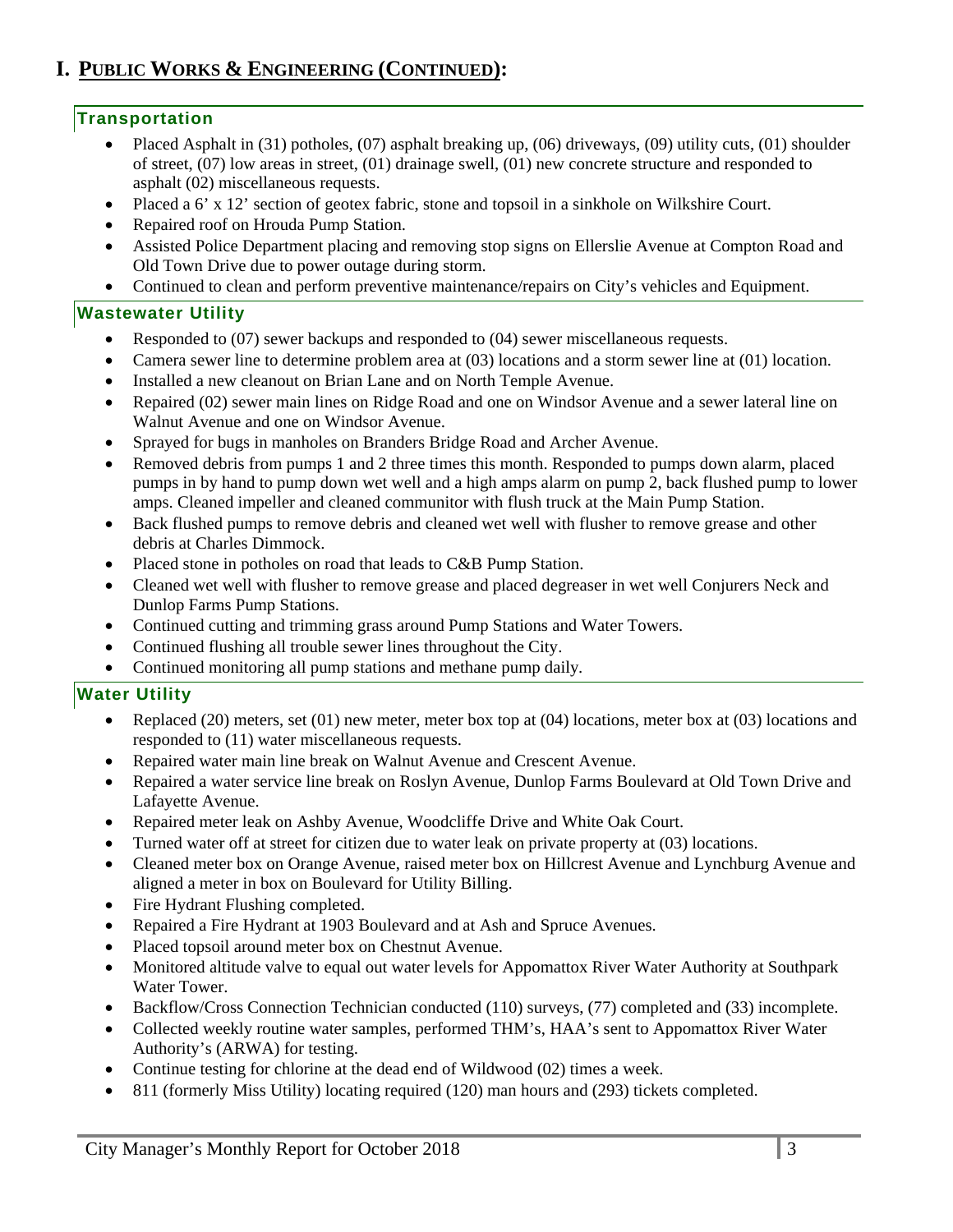# I. PUBLIC WORKS & ENGINEERING (CONTINUED):

## Transportation

- Placed Asphalt in (31) potholes, (07) asphalt breaking up, (06) driveways, (09) utility cuts, (01) shoulder of street, (07) low areas in street, (01) drainage swell, (01) new concrete structure and responded to asphalt (02) miscellaneous requests.
- Placed a 6' x 12' section of geotex fabric, stone and topsoil in a sinkhole on Wilkshire Court.
- Repaired roof on Hrouda Pump Station.
- Assisted Police Department placing and removing stop signs on Ellerslie Avenue at Compton Road and Old Town Drive due to power outage during storm.
- Continued to clean and perform preventive maintenance/repairs on City's vehicles and Equipment.

## Wastewater Utility

- Responded to (07) sewer backups and responded to (04) sewer miscellaneous requests.
- Camera sewer line to determine problem area at (03) locations and a storm sewer line at (01) location.
- Installed a new cleanout on Brian Lane and on North Temple Avenue.
- Repaired (02) sewer main lines on Ridge Road and one on Windsor Avenue and a sewer lateral line on Walnut Avenue and one on Windsor Avenue.
- Sprayed for bugs in manholes on Branders Bridge Road and Archer Avenue.
- Removed debris from pumps 1 and 2 three times this month. Responded to pumps down alarm, placed pumps in by hand to pump down wet well and a high amps alarm on pump 2, back flushed pump to lower amps. Cleaned impeller and cleaned communitor with flush truck at the Main Pump Station.
- Back flushed pumps to remove debris and cleaned wet well with flusher to remove grease and other debris at Charles Dimmock.
- Placed stone in potholes on road that leads to C&B Pump Station.
- Cleaned wet well with flusher to remove grease and placed degreaser in wet well Conjurers Neck and Dunlop Farms Pump Stations.
- Continued cutting and trimming grass around Pump Stations and Water Towers.
- Continued flushing all trouble sewer lines throughout the City.
- Continued monitoring all pump stations and methane pump daily.

## Water Utility

- Replaced (20) meters, set (01) new meter, meter box top at (04) locations, meter box at (03) locations and responded to (11) water miscellaneous requests.
- Repaired water main line break on Walnut Avenue and Crescent Avenue.
- Repaired a water service line break on Roslyn Avenue, Dunlop Farms Boulevard at Old Town Drive and Lafayette Avenue.
- Repaired meter leak on Ashby Avenue, Woodcliffe Drive and White Oak Court.
- Turned water off at street for citizen due to water leak on private property at (03) locations.
- Cleaned meter box on Orange Avenue, raised meter box on Hillcrest Avenue and Lynchburg Avenue and aligned a meter in box on Boulevard for Utility Billing.
- Fire Hydrant Flushing completed.
- Repaired a Fire Hydrant at 1903 Boulevard and at Ash and Spruce Avenues.
- Placed topsoil around meter box on Chestnut Avenue.
- Monitored altitude valve to equal out water levels for Appomattox River Water Authority at Southpark Water Tower.
- Backflow/Cross Connection Technician conducted (110) surveys, (77) completed and (33) incomplete.
- Collected weekly routine water samples, performed THM's, HAA's sent to Appomattox River Water Authority's (ARWA) for testing.
- Continue testing for chlorine at the dead end of Wildwood (02) times a week.
- 811 (formerly Miss Utility) locating required (120) man hours and (293) tickets completed.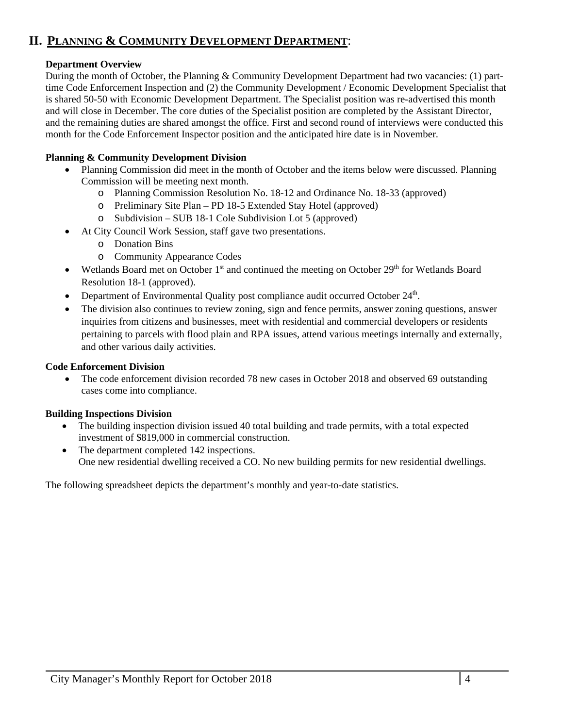## II. PLANNING & COMMUNITY DEVELOPMENT DEPARTMENT:

**Department Overview**

During the month of October, the Planning & Community Development Department had two vacancies: (1) part-time Code Enforcement Inspection and (2) the Community Development / Economic Development Specialist that is shared 50-50 with Economic Development Department. The Specialist position was re-advertised this month and will close in December. The core duties of the Specialist position are completed by the Assistant Director, and the remaining duties are shared amongst the office. First and second round of interviews were conducted this month for the Code Enforcement Inspector position and the anticipated hire date is in November.

**Planning & Community Development Division**

- Planning Commission did meet in the month of October and the items below were discussed. Planning Commission will be meeting next month.
  - Planning Commission Resolution No. 18-12 and Ordinance No. 18-33 (approved)
  - Preliminary Site Plan – PD 18-5 Extended Stay Hotel (approved)
  - Subdivision – SUB 18-1 Cole Subdivision Lot 5 (approved)
- At City Council Work Session, staff gave two presentations.
  - Donation Bins
  - Community Appearance Codes
- Wetlands Board met on October 1st and continued the meeting on October 29th for Wetlands Board Resolution 18-1 (approved).
- Department of Environmental Quality post compliance audit occurred October 24th.
- The division also continues to review zoning, sign and fence permits, answer zoning questions, answer inquiries from citizens and businesses, meet with residential and commercial developers or residents pertaining to parcels with flood plain and RPA issues, attend various meetings internally and externally, and other various daily activities.

**Code Enforcement Division**

- The code enforcement division recorded 78 new cases in October 2018 and observed 69 outstanding cases come into compliance.

**Building Inspections Division**

- The building inspection division issued 40 total building and trade permits, with a total expected investment of $819,000 in commercial construction.
- The department completed 142 inspections.
  One new residential dwelling received a CO. No new building permits for new residential dwellings.

The following spreadsheet depicts the department's monthly and year-to-date statistics.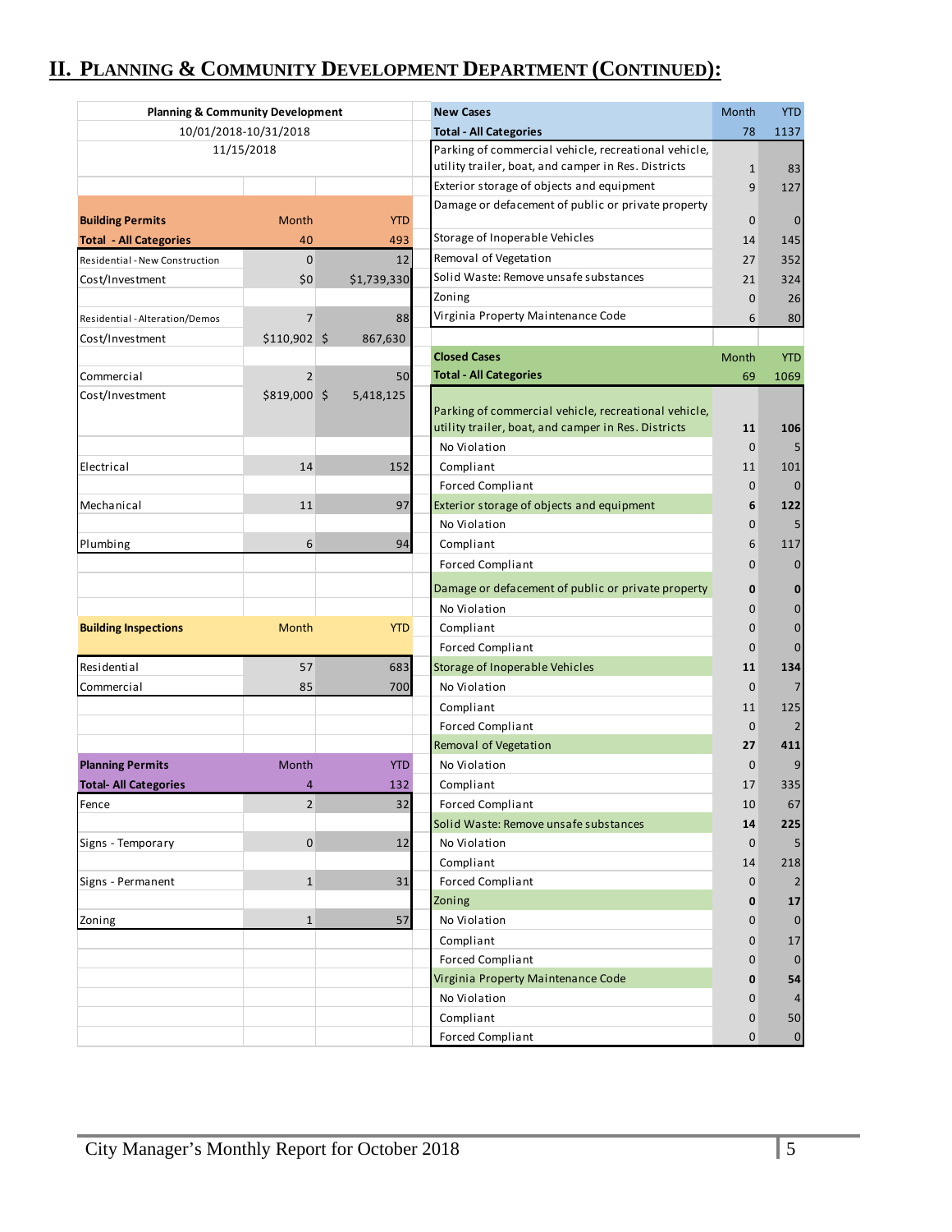## II. Planning & Community Development Department (Continued):

| Planning & Community Development | | |
|---|---|---|
| 10/01/2018-10/31/2018 | | |
| 11/15/2018 | | |

| Building Permits | Month | YTD |
|---|---|---|
| **Total - All Categories** | 40 | 493 |
| Residential - New Construction | 0 | 12 |
| Cost/Investment | $0 | $1,739,330 |
| Residential - Alteration/Demos | 7 | 88 |
| Cost/Investment | $110,902 | $ 867,630 |
| Commercial | 2 | 50 |
| Cost/Investment | $819,000 | $ 5,418,125 |
| Electrical | 14 | 152 |
| Mechanical | 11 | 97 |
| Plumbing | 6 | 94 |

| Building Inspections | Month | YTD |
|---|---|---|
| Residential | 57 | 683 |
| Commercial | 85 | 700 |

| Planning Permits | Month | YTD |
|---|---|---|
| **Total- All Categories** | 4 | 132 |
| Fence | 2 | 32 |
| Signs - Temporary | 0 | 12 |
| Signs - Permanent | 1 | 31 |
| Zoning | 1 | 57 |

| New Cases | Month | YTD |
|---|---|---|
| **Total - All Categories** | 78 | 1137 |
| Parking of commercial vehicle, recreational vehicle, utility trailer, boat, and camper in Res. Districts | 1 | 83 |
| Exterior storage of objects and equipment | 9 | 127 |
| Damage or defacement of public or private property | 0 | 0 |
| Storage of Inoperable Vehicles | 14 | 145 |
| Removal of Vegetation | 27 | 352 |
| Solid Waste: Remove unsafe substances | 21 | 324 |
| Zoning | 0 | 26 |
| Virginia Property Maintenance Code | 6 | 80 |

| Closed Cases | Month | YTD |
|---|---|---|
| **Total - All Categories** | 69 | 1069 |
| Parking of commercial vehicle, recreational vehicle, utility trailer, boat, and camper in Res. Districts | **11** | **106** |
| No Violation | 0 | 5 |
| Compliant | 11 | 101 |
| Forced Compliant | 0 | 0 |
| Exterior storage of objects and equipment | **6** | **122** |
| No Violation | 0 | 5 |
| Compliant | 6 | 117 |
| Forced Compliant | 0 | 0 |
| Damage or defacement of public or private property | **0** | **0** |
| No Violation | 0 | 0 |
| Compliant | 0 | 0 |
| Forced Compliant | 0 | 0 |
| Storage of Inoperable Vehicles | **11** | **134** |
| No Violation | 0 | 7 |
| Compliant | 11 | 125 |
| Forced Compliant | 0 | 2 |
| Removal of Vegetation | **27** | **411** |
| No Violation | 0 | 9 |
| Compliant | 17 | 335 |
| Forced Compliant | 10 | 67 |
| Solid Waste: Remove unsafe substances | **14** | **225** |
| No Violation | 0 | 5 |
| Compliant | 14 | 218 |
| Forced Compliant | 0 | 2 |
| Zoning | **0** | **17** |
| No Violation | 0 | 0 |
| Compliant | 0 | 17 |
| Forced Compliant | 0 | 0 |
| Virginia Property Maintenance Code | **0** | **54** |
| No Violation | 0 | 4 |
| Compliant | 0 | 50 |
| Forced Compliant | 0 | 0 |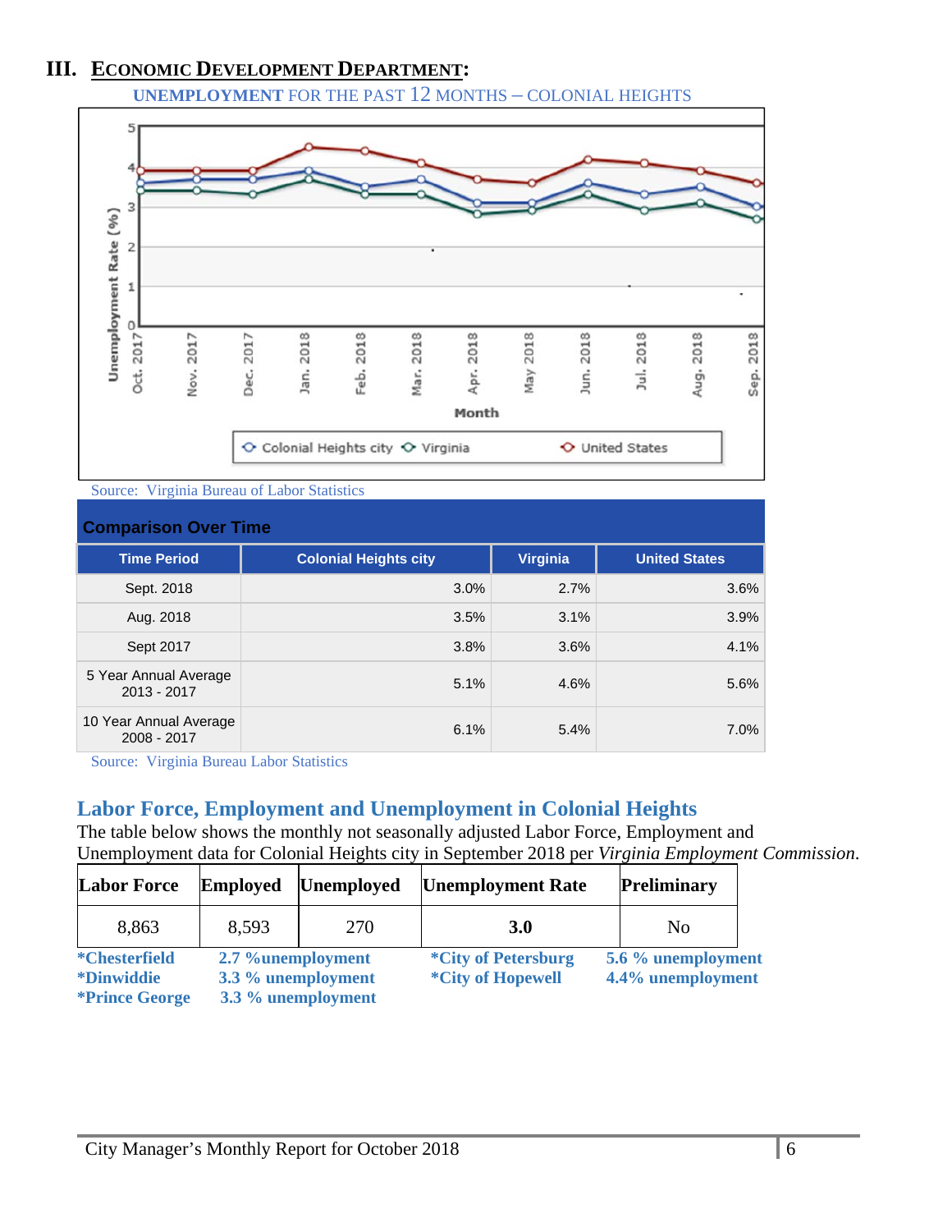## III. ECONOMIC DEVELOPMENT DEPARTMENT:

UNEMPLOYMENT FOR THE PAST 12 MONTHS – COLONIAL HEIGHTS

Source: Virginia Bureau of Labor Statistics

**Comparison Over Time**

| Time Period | Colonial Heights city | Virginia | United States |
|---|---|---|---|
| Sept. 2018 | 3.0% | 2.7% | 3.6% |
| Aug. 2018 | 3.5% | 3.1% | 3.9% |
| Sept 2017 | 3.8% | 3.6% | 4.1% |
| 5 Year Annual Average 2013 - 2017 | 5.1% | 4.6% | 5.6% |
| 10 Year Annual Average 2008 - 2017 | 6.1% | 5.4% | 7.0% |

Source: Virginia Bureau Labor Statistics

## Labor Force, Employment and Unemployment in Colonial Heights

The table below shows the monthly not seasonally adjusted Labor Force, Employment and Unemployment data for Colonial Heights city in September 2018 per *Virginia Employment Commission*.

| Labor Force | Employed | Unemployed | Unemployment Rate | Preliminary |
|---|---|---|---|---|
| 8,863 | 8,593 | 270 | **3.0** | No |

**\*Chesterfield** 2.7 %unemployment
**\*Dinwiddie** 3.3 % unemployment
**\*Prince George** 3.3 % unemployment
**\*City of Petersburg** 5.6 % unemployment
**\*City of Hopewell** 4.4% unemployment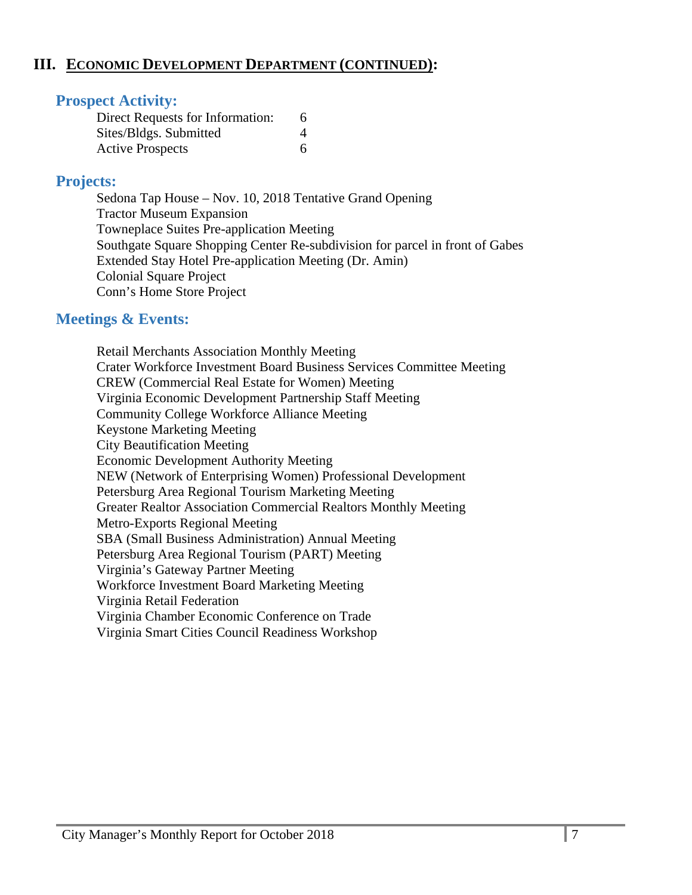## III. ECONOMIC DEVELOPMENT DEPARTMENT (CONTINUED):

### Prospect Activity:

| | |
|---|---|
| Direct Requests for Information: | 6 |
| Sites/Bldgs. Submitted | 4 |
| Active Prospects | 6 |

### Projects:

Sedona Tap House – Nov. 10, 2018 Tentative Grand Opening
Tractor Museum Expansion
Towneplace Suites Pre-application Meeting
Southgate Square Shopping Center Re-subdivision for parcel in front of Gabes
Extended Stay Hotel Pre-application Meeting (Dr. Amin)
Colonial Square Project
Conn's Home Store Project

### Meetings & Events:

Retail Merchants Association Monthly Meeting
Crater Workforce Investment Board Business Services Committee Meeting
CREW (Commercial Real Estate for Women) Meeting
Virginia Economic Development Partnership Staff Meeting
Community College Workforce Alliance Meeting
Keystone Marketing Meeting
City Beautification Meeting
Economic Development Authority Meeting
NEW (Network of Enterprising Women) Professional Development
Petersburg Area Regional Tourism Marketing Meeting
Greater Realtor Association Commercial Realtors Monthly Meeting
Metro-Exports Regional Meeting
SBA (Small Business Administration) Annual Meeting
Petersburg Area Regional Tourism (PART) Meeting
Virginia's Gateway Partner Meeting
Workforce Investment Board Marketing Meeting
Virginia Retail Federation
Virginia Chamber Economic Conference on Trade
Virginia Smart Cities Council Readiness Workshop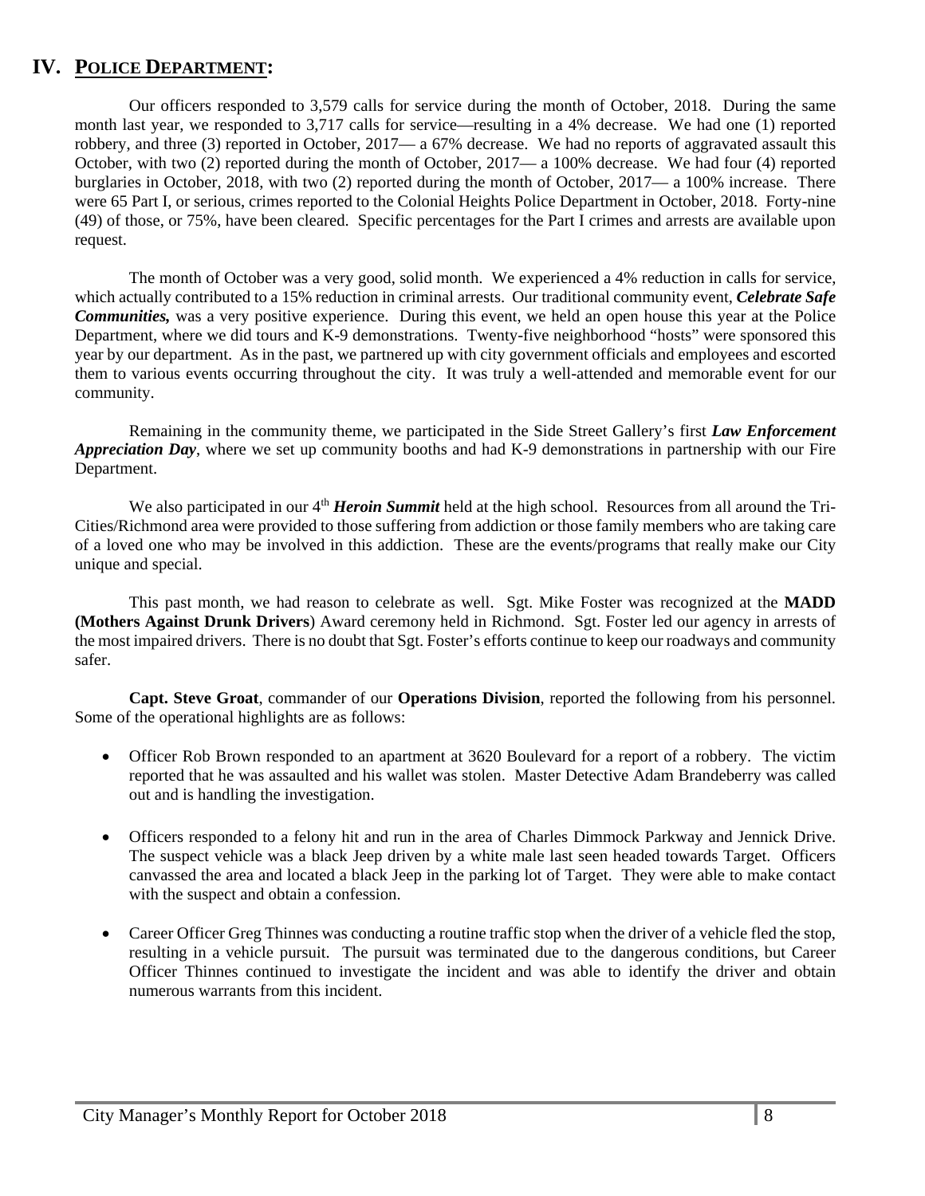## IV. POLICE DEPARTMENT:

Our officers responded to 3,579 calls for service during the month of October, 2018. During the same month last year, we responded to 3,717 calls for service—resulting in a 4% decrease. We had one (1) reported robbery, and three (3) reported in October, 2017— a 67% decrease. We had no reports of aggravated assault this October, with two (2) reported during the month of October, 2017— a 100% decrease. We had four (4) reported burglaries in October, 2018, with two (2) reported during the month of October, 2017— a 100% increase. There were 65 Part I, or serious, crimes reported to the Colonial Heights Police Department in October, 2018. Forty-nine (49) of those, or 75%, have been cleared. Specific percentages for the Part I crimes and arrests are available upon request.

The month of October was a very good, solid month. We experienced a 4% reduction in calls for service, which actually contributed to a 15% reduction in criminal arrests. Our traditional community event, ***Celebrate Safe Communities,*** was a very positive experience. During this event, we held an open house this year at the Police Department, where we did tours and K-9 demonstrations. Twenty-five neighborhood "hosts" were sponsored this year by our department. As in the past, we partnered up with city government officials and employees and escorted them to various events occurring throughout the city. It was truly a well-attended and memorable event for our community.

Remaining in the community theme, we participated in the Side Street Gallery's first ***Law Enforcement Appreciation Day***, where we set up community booths and had K-9 demonstrations in partnership with our Fire Department.

We also participated in our 4th ***Heroin Summit*** held at the high school. Resources from all around the Tri-Cities/Richmond area were provided to those suffering from addiction or those family members who are taking care of a loved one who may be involved in this addiction. These are the events/programs that really make our City unique and special.

This past month, we had reason to celebrate as well. Sgt. Mike Foster was recognized at the **MADD (Mothers Against Drunk Drivers**) Award ceremony held in Richmond. Sgt. Foster led our agency in arrests of the most impaired drivers. There is no doubt that Sgt. Foster's efforts continue to keep our roadways and community safer.

**Capt. Steve Groat**, commander of our **Operations Division**, reported the following from his personnel. Some of the operational highlights are as follows:

- Officer Rob Brown responded to an apartment at 3620 Boulevard for a report of a robbery. The victim reported that he was assaulted and his wallet was stolen. Master Detective Adam Brandeberry was called out and is handling the investigation.
- Officers responded to a felony hit and run in the area of Charles Dimmock Parkway and Jennick Drive. The suspect vehicle was a black Jeep driven by a white male last seen headed towards Target. Officers canvassed the area and located a black Jeep in the parking lot of Target. They were able to make contact with the suspect and obtain a confession.
- Career Officer Greg Thinnes was conducting a routine traffic stop when the driver of a vehicle fled the stop, resulting in a vehicle pursuit. The pursuit was terminated due to the dangerous conditions, but Career Officer Thinnes continued to investigate the incident and was able to identify the driver and obtain numerous warrants from this incident.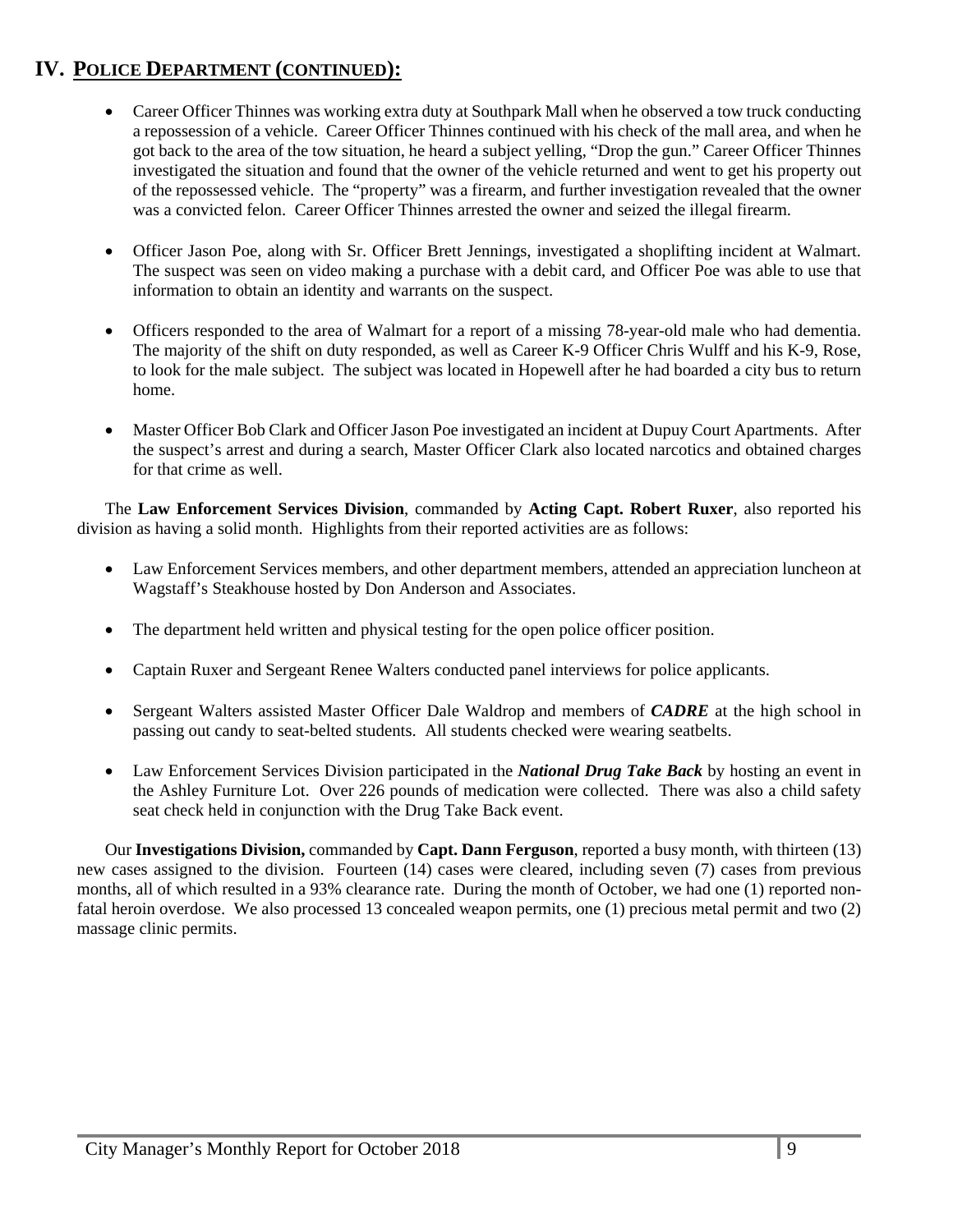## IV. POLICE DEPARTMENT (CONTINUED):

- Career Officer Thinnes was working extra duty at Southpark Mall when he observed a tow truck conducting a repossession of a vehicle. Career Officer Thinnes continued with his check of the mall area, and when he got back to the area of the tow situation, he heard a subject yelling, "Drop the gun." Career Officer Thinnes investigated the situation and found that the owner of the vehicle returned and went to get his property out of the repossessed vehicle. The "property" was a firearm, and further investigation revealed that the owner was a convicted felon. Career Officer Thinnes arrested the owner and seized the illegal firearm.

- Officer Jason Poe, along with Sr. Officer Brett Jennings, investigated a shoplifting incident at Walmart. The suspect was seen on video making a purchase with a debit card, and Officer Poe was able to use that information to obtain an identity and warrants on the suspect.

- Officers responded to the area of Walmart for a report of a missing 78-year-old male who had dementia. The majority of the shift on duty responded, as well as Career K-9 Officer Chris Wulff and his K-9, Rose, to look for the male subject. The subject was located in Hopewell after he had boarded a city bus to return home.

- Master Officer Bob Clark and Officer Jason Poe investigated an incident at Dupuy Court Apartments. After the suspect's arrest and during a search, Master Officer Clark also located narcotics and obtained charges for that crime as well.

The **Law Enforcement Services Division**, commanded by **Acting Capt. Robert Ruxer**, also reported his division as having a solid month. Highlights from their reported activities are as follows:

- Law Enforcement Services members, and other department members, attended an appreciation luncheon at Wagstaff's Steakhouse hosted by Don Anderson and Associates.

- The department held written and physical testing for the open police officer position.

- Captain Ruxer and Sergeant Renee Walters conducted panel interviews for police applicants.

- Sergeant Walters assisted Master Officer Dale Waldrop and members of ***CADRE*** at the high school in passing out candy to seat-belted students. All students checked were wearing seatbelts.

- Law Enforcement Services Division participated in the ***National Drug Take Back*** by hosting an event in the Ashley Furniture Lot. Over 226 pounds of medication were collected. There was also a child safety seat check held in conjunction with the Drug Take Back event.

Our **Investigations Division,** commanded by **Capt. Dann Ferguson**, reported a busy month, with thirteen (13) new cases assigned to the division. Fourteen (14) cases were cleared, including seven (7) cases from previous months, all of which resulted in a 93% clearance rate. During the month of October, we had one (1) reported non-fatal heroin overdose. We also processed 13 concealed weapon permits, one (1) precious metal permit and two (2) massage clinic permits.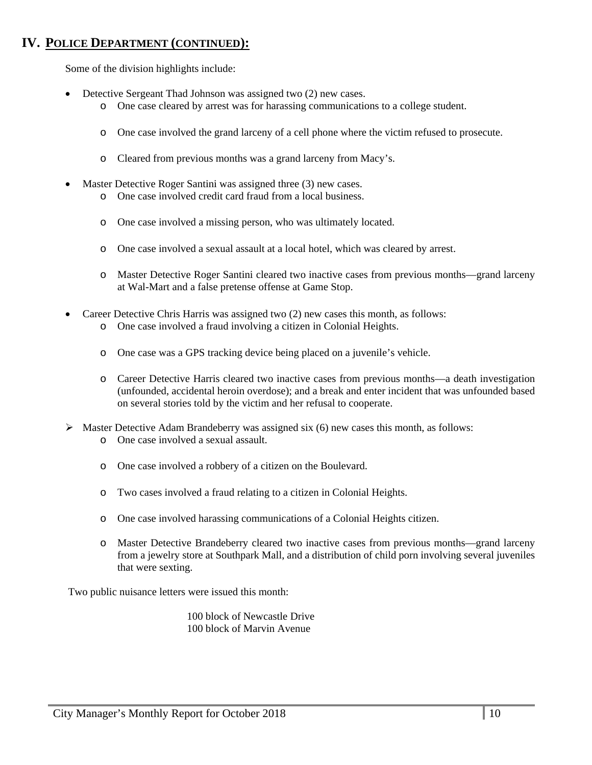## IV. POLICE DEPARTMENT (CONTINUED):

Some of the division highlights include:

- Detective Sergeant Thad Johnson was assigned two (2) new cases.
  - One case cleared by arrest was for harassing communications to a college student.
  - One case involved the grand larceny of a cell phone where the victim refused to prosecute.
  - Cleared from previous months was a grand larceny from Macy's.
- Master Detective Roger Santini was assigned three (3) new cases.
  - One case involved credit card fraud from a local business.
  - One case involved a missing person, who was ultimately located.
  - One case involved a sexual assault at a local hotel, which was cleared by arrest.
  - Master Detective Roger Santini cleared two inactive cases from previous months—grand larceny at Wal-Mart and a false pretense offense at Game Stop.
- Career Detective Chris Harris was assigned two (2) new cases this month, as follows:
  - One case involved a fraud involving a citizen in Colonial Heights.
  - One case was a GPS tracking device being placed on a juvenile's vehicle.
  - Career Detective Harris cleared two inactive cases from previous months—a death investigation (unfounded, accidental heroin overdose); and a break and enter incident that was unfounded based on several stories told by the victim and her refusal to cooperate.
- Master Detective Adam Brandeberry was assigned six (6) new cases this month, as follows:
  - One case involved a sexual assault.
  - One case involved a robbery of a citizen on the Boulevard.
  - Two cases involved a fraud relating to a citizen in Colonial Heights.
  - One case involved harassing communications of a Colonial Heights citizen.
  - Master Detective Brandeberry cleared two inactive cases from previous months—grand larceny from a jewelry store at Southpark Mall, and a distribution of child porn involving several juveniles that were sexting.

Two public nuisance letters were issued this month:

100 block of Newcastle Drive
100 block of Marvin Avenue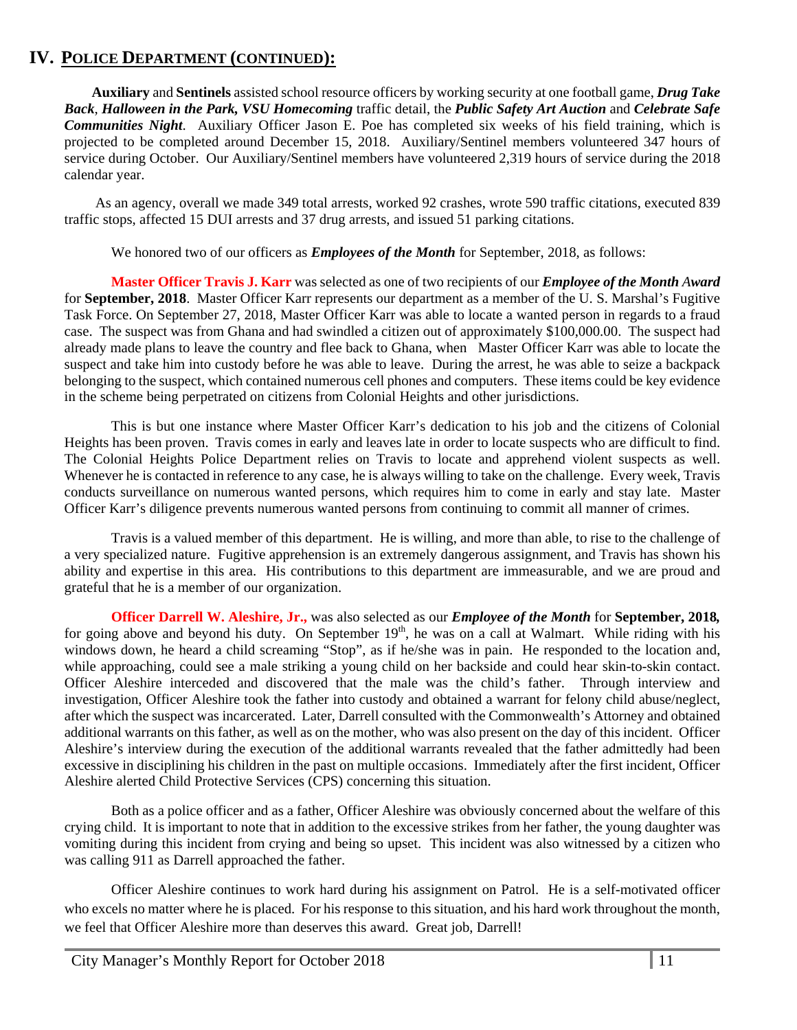# IV. POLICE DEPARTMENT (CONTINUED):

**Auxiliary** and **Sentinels** assisted school resource officers by working security at one football game, ***Drug Take Back***, ***Halloween in the Park, VSU Homecoming*** traffic detail, the ***Public Safety Art Auction*** and ***Celebrate Safe Communities Night***. Auxiliary Officer Jason E. Poe has completed six weeks of his field training, which is projected to be completed around December 15, 2018. Auxiliary/Sentinel members volunteered 347 hours of service during October. Our Auxiliary/Sentinel members have volunteered 2,319 hours of service during the 2018 calendar year.

As an agency, overall we made 349 total arrests, worked 92 crashes, wrote 590 traffic citations, executed 839 traffic stops, affected 15 DUI arrests and 37 drug arrests, and issued 51 parking citations.

We honored two of our officers as ***Employees of the Month*** for September, 2018, as follows:

**Master Officer Travis J. Karr** was selected as one of two recipients of our ***Employee of the Month*** *Award* for **September, 2018**. Master Officer Karr represents our department as a member of the U. S. Marshal's Fugitive Task Force. On September 27, 2018, Master Officer Karr was able to locate a wanted person in regards to a fraud case. The suspect was from Ghana and had swindled a citizen out of approximately $100,000.00. The suspect had already made plans to leave the country and flee back to Ghana, when Master Officer Karr was able to locate the suspect and take him into custody before he was able to leave. During the arrest, he was able to seize a backpack belonging to the suspect, which contained numerous cell phones and computers. These items could be key evidence in the scheme being perpetrated on citizens from Colonial Heights and other jurisdictions.

This is but one instance where Master Officer Karr's dedication to his job and the citizens of Colonial Heights has been proven. Travis comes in early and leaves late in order to locate suspects who are difficult to find. The Colonial Heights Police Department relies on Travis to locate and apprehend violent suspects as well. Whenever he is contacted in reference to any case, he is always willing to take on the challenge. Every week, Travis conducts surveillance on numerous wanted persons, which requires him to come in early and stay late. Master Officer Karr's diligence prevents numerous wanted persons from continuing to commit all manner of crimes.

Travis is a valued member of this department. He is willing, and more than able, to rise to the challenge of a very specialized nature. Fugitive apprehension is an extremely dangerous assignment, and Travis has shown his ability and expertise in this area. His contributions to this department are immeasurable, and we are proud and grateful that he is a member of our organization.

**Officer Darrell W. Aleshire, Jr.,** was also selected as our ***Employee of the Month*** for **September, 2018,** for going above and beyond his duty. On September 19th, he was on a call at Walmart. While riding with his windows down, he heard a child screaming "Stop", as if he/she was in pain. He responded to the location and, while approaching, could see a male striking a young child on her backside and could hear skin-to-skin contact. Officer Aleshire interceded and discovered that the male was the child's father. Through interview and investigation, Officer Aleshire took the father into custody and obtained a warrant for felony child abuse/neglect, after which the suspect was incarcerated. Later, Darrell consulted with the Commonwealth's Attorney and obtained additional warrants on this father, as well as on the mother, who was also present on the day of this incident. Officer Aleshire's interview during the execution of the additional warrants revealed that the father admittedly had been excessive in disciplining his children in the past on multiple occasions. Immediately after the first incident, Officer Aleshire alerted Child Protective Services (CPS) concerning this situation.

Both as a police officer and as a father, Officer Aleshire was obviously concerned about the welfare of this crying child. It is important to note that in addition to the excessive strikes from her father, the young daughter was vomiting during this incident from crying and being so upset. This incident was also witnessed by a citizen who was calling 911 as Darrell approached the father.

Officer Aleshire continues to work hard during his assignment on Patrol. He is a self-motivated officer who excels no matter where he is placed. For his response to this situation, and his hard work throughout the month, we feel that Officer Aleshire more than deserves this award. Great job, Darrell!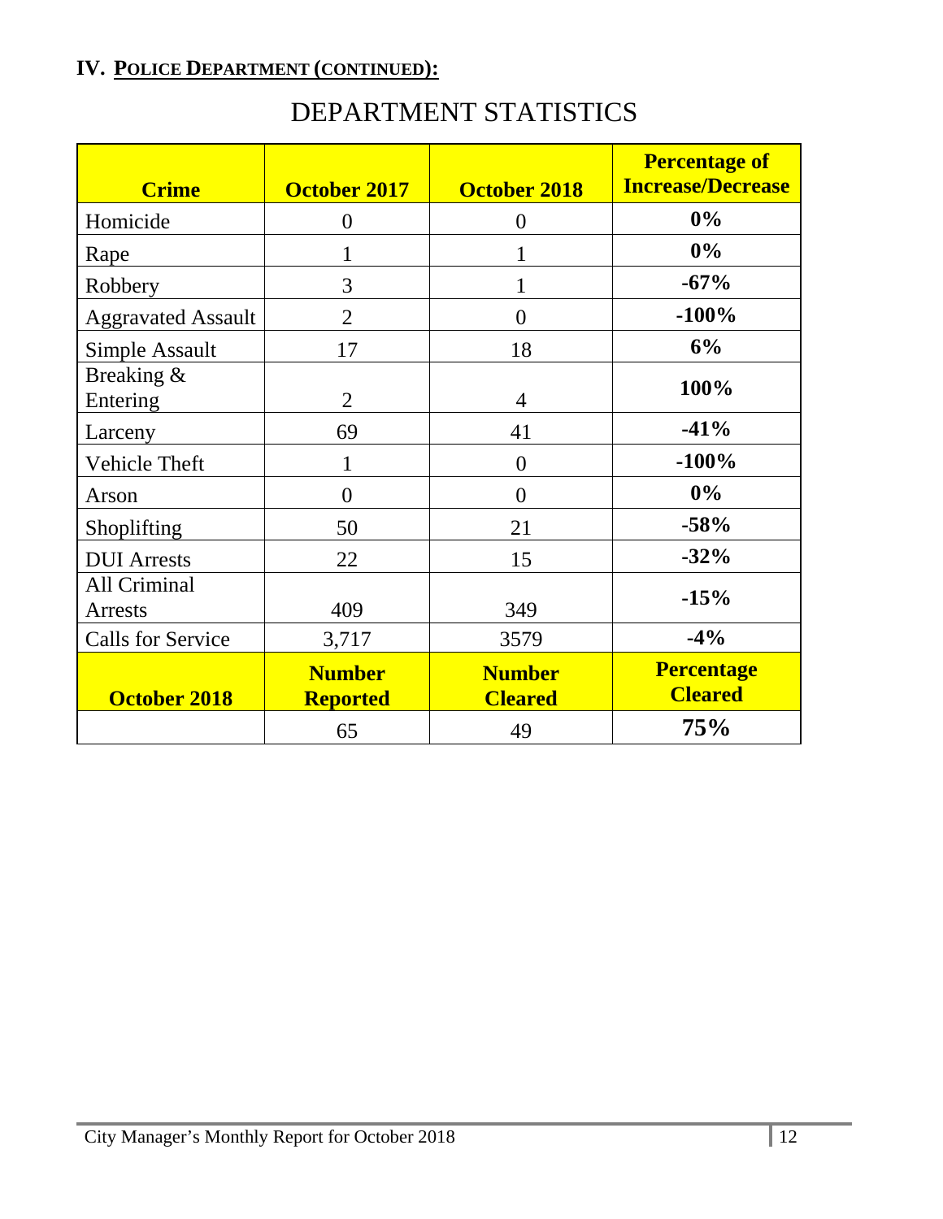## IV. POLICE DEPARTMENT (CONTINUED):

# DEPARTMENT STATISTICS

| Crime | October 2017 | October 2018 | Percentage of Increase/Decrease |
|---|---|---|---|
| Homicide | 0 | 0 | **0%** |
| Rape | 1 | 1 | **0%** |
| Robbery | 3 | 1 | **-67%** |
| Aggravated Assault | 2 | 0 | **-100%** |
| Simple Assault | 17 | 18 | **6%** |
| Breaking & Entering | 2 | 4 | **100%** |
| Larceny | 69 | 41 | **-41%** |
| Vehicle Theft | 1 | 0 | **-100%** |
| Arson | 0 | 0 | **0%** |
| Shoplifting | 50 | 21 | **-58%** |
| DUI Arrests | 22 | 15 | **-32%** |
| All Criminal Arrests | 409 | 349 | **-15%** |
| Calls for Service | 3,717 | 3579 | **-4%** |
| **October 2018** | **Number Reported** | **Number Cleared** | **Percentage Cleared** |
| | 65 | 49 | **75%** |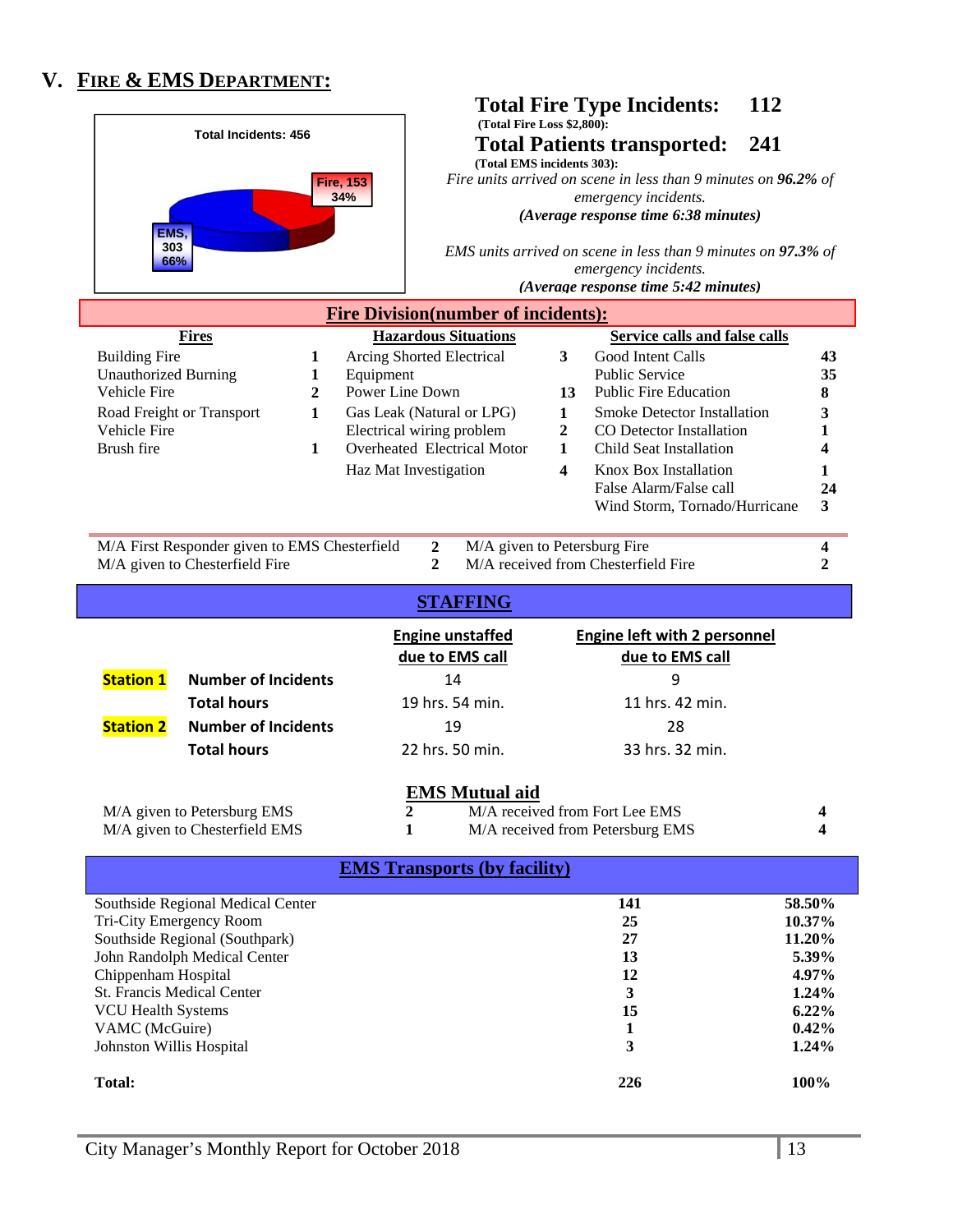## V. FIRE & EMS DEPARTMENT:

Total Incidents: 456

Fire, 153 34%

EMS, 303 66%

**Total Fire Type Incidents: 112**
**(Total Fire Loss $2,800):**

**Total Patients transported: 241**
**(Total EMS incidents 303):**

*Fire units arrived on scene in less than 9 minutes on **96.2%** of emergency incidents.*
***(Average response time 6:38 minutes)***

*EMS units arrived on scene in less than 9 minutes on **97.3%** of emergency incidents.*
***(Average response time 5:42 minutes)***

### Fire Division(number of incidents):

| Fires | | Hazardous Situations | | Service calls and false calls | |
|---|---|---|---|---|---|
| Building Fire | 1 | Arcing Shorted Electrical Equipment | 3 | Good Intent Calls | 43 |
| Unauthorized Burning | 1 | | | Public Service | 35 |
| Vehicle Fire | 2 | Power Line Down | 13 | Public Fire Education | 8 |
| Road Freight or Transport Vehicle Fire | 1 | Gas Leak (Natural or LPG) | 1 | Smoke Detector Installation | 3 |
| | | Electrical wiring problem | 2 | CO Detector Installation | 1 |
| Brush fire | 1 | Overheated Electrical Motor | 1 | Child Seat Installation | 4 |
| | | Haz Mat Investigation | 4 | Knox Box Installation | 1 |
| | | | | False Alarm/False call | 24 |
| | | | | Wind Storm, Tornado/Hurricane | 3 |

| | | | |
|---|---|---|---|
| M/A First Responder given to EMS Chesterfield | 2 | M/A given to Petersburg Fire | 4 |
| M/A given to Chesterfield Fire | 2 | M/A received from Chesterfield Fire | 2 |

### STAFFING

| | | Engine unstaffed due to EMS call | Engine left with 2 personnel due to EMS call |
|---|---|---|---|
| **Station 1** | **Number of Incidents** | 14 | 9 |
| | **Total hours** | 19 hrs. 54 min. | 11 hrs. 42 min. |
| **Station 2** | **Number of Incidents** | 19 | 28 |
| | **Total hours** | 22 hrs. 50 min. | 33 hrs. 32 min. |

### EMS Mutual aid

| | | | |
|---|---|---|---|
| M/A given to Petersburg EMS | 2 | M/A received from Fort Lee EMS | 4 |
| M/A given to Chesterfield EMS | 1 | M/A received from Petersburg EMS | 4 |

### EMS Transports (by facility)

| Facility | Transports | Percent |
|---|---|---|
| Southside Regional Medical Center | **141** | **58.50%** |
| Tri-City Emergency Room | **25** | **10.37%** |
| Southside Regional (Southpark) | **27** | **11.20%** |
| John Randolph Medical Center | **13** | **5.39%** |
| Chippenham Hospital | **12** | **4.97%** |
| St. Francis Medical Center | **3** | **1.24%** |
| VCU Health Systems | **15** | **6.22%** |
| VAMC (McGuire) | **1** | **0.42%** |
| Johnston Willis Hospital | **3** | **1.24%** |
| **Total:** | **226** | **100%** |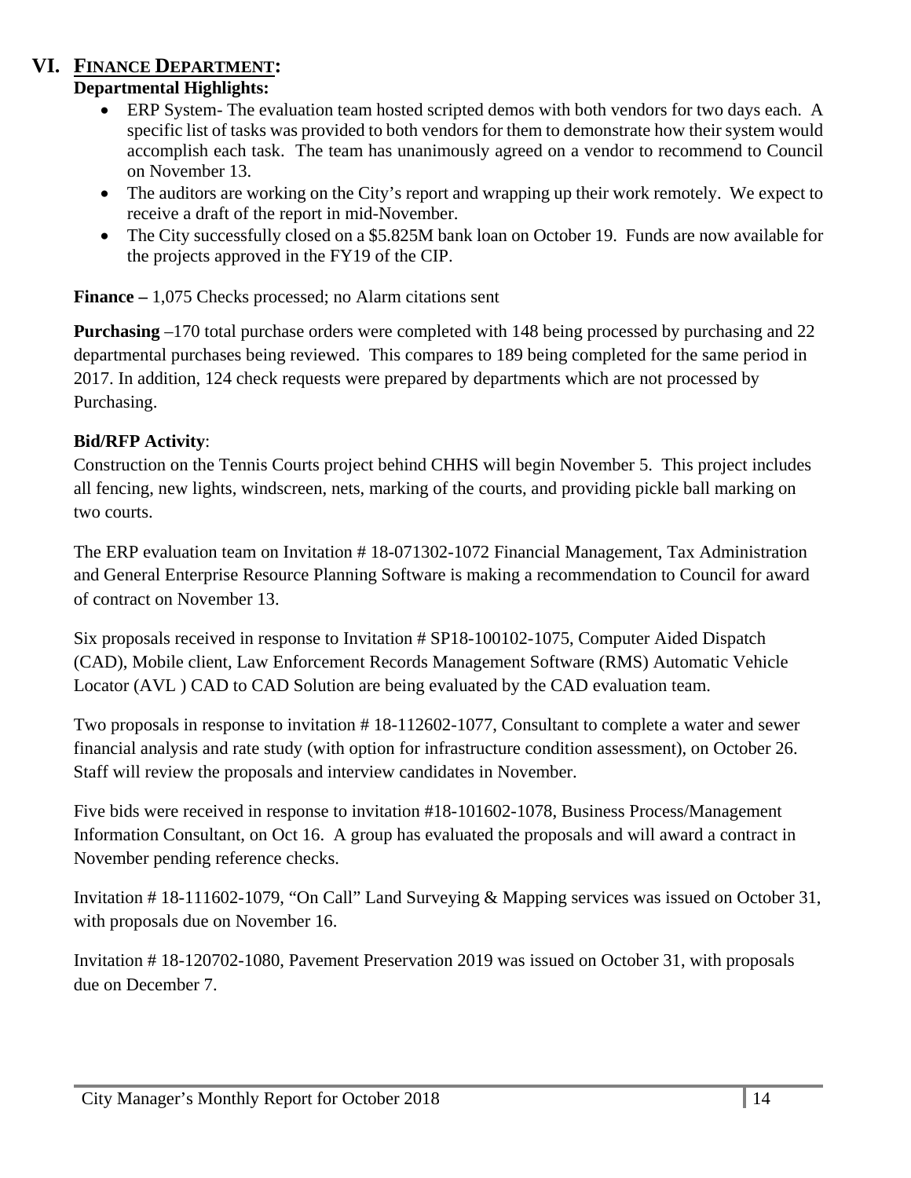# VI. FINANCE DEPARTMENT:

**Departmental Highlights:**

- ERP System- The evaluation team hosted scripted demos with both vendors for two days each. A specific list of tasks was provided to both vendors for them to demonstrate how their system would accomplish each task. The team has unanimously agreed on a vendor to recommend to Council on November 13.
- The auditors are working on the City's report and wrapping up their work remotely. We expect to receive a draft of the report in mid-November.
- The City successfully closed on a $5.825M bank loan on October 19. Funds are now available for the projects approved in the FY19 of the CIP.

**Finance –** 1,075 Checks processed; no Alarm citations sent

**Purchasing** –170 total purchase orders were completed with 148 being processed by purchasing and 22 departmental purchases being reviewed. This compares to 189 being completed for the same period in 2017. In addition, 124 check requests were prepared by departments which are not processed by Purchasing.

**Bid/RFP Activity**:

Construction on the Tennis Courts project behind CHHS will begin November 5. This project includes all fencing, new lights, windscreen, nets, marking of the courts, and providing pickle ball marking on two courts.

The ERP evaluation team on Invitation # 18-071302-1072 Financial Management, Tax Administration and General Enterprise Resource Planning Software is making a recommendation to Council for award of contract on November 13.

Six proposals received in response to Invitation # SP18-100102-1075, Computer Aided Dispatch (CAD), Mobile client, Law Enforcement Records Management Software (RMS) Automatic Vehicle Locator (AVL ) CAD to CAD Solution are being evaluated by the CAD evaluation team.

Two proposals in response to invitation # 18-112602-1077, Consultant to complete a water and sewer financial analysis and rate study (with option for infrastructure condition assessment), on October 26. Staff will review the proposals and interview candidates in November.

Five bids were received in response to invitation #18-101602-1078, Business Process/Management Information Consultant, on Oct 16. A group has evaluated the proposals and will award a contract in November pending reference checks.

Invitation # 18-111602-1079, "On Call" Land Surveying & Mapping services was issued on October 31, with proposals due on November 16.

Invitation # 18-120702-1080, Pavement Preservation 2019 was issued on October 31, with proposals due on December 7.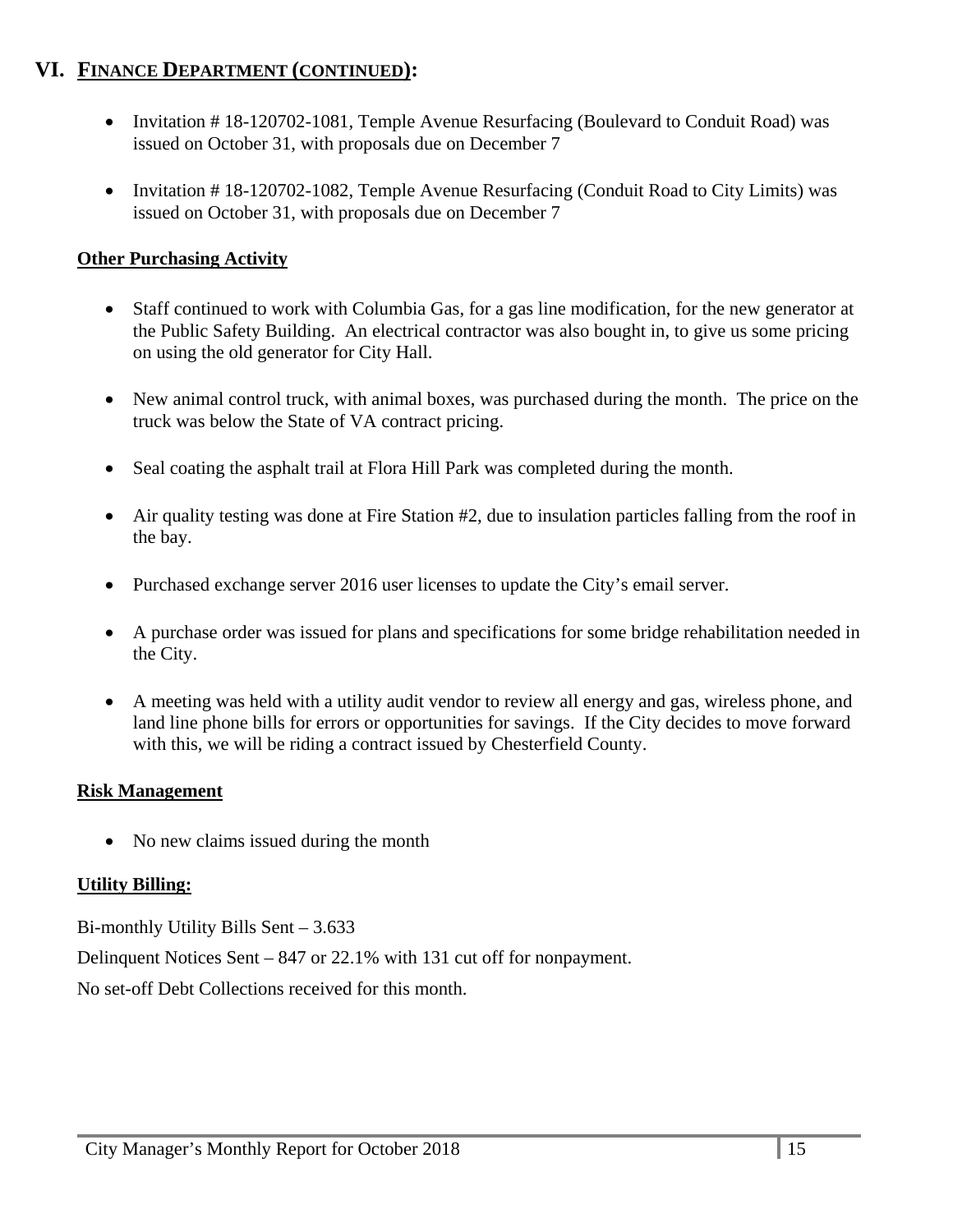## VI. FINANCE DEPARTMENT (CONTINUED):

- Invitation # 18-120702-1081, Temple Avenue Resurfacing (Boulevard to Conduit Road) was issued on October 31, with proposals due on December 7
- Invitation # 18-120702-1082, Temple Avenue Resurfacing (Conduit Road to City Limits) was issued on October 31, with proposals due on December 7

**Other Purchasing Activity**

- Staff continued to work with Columbia Gas, for a gas line modification, for the new generator at the Public Safety Building. An electrical contractor was also bought in, to give us some pricing on using the old generator for City Hall.
- New animal control truck, with animal boxes, was purchased during the month. The price on the truck was below the State of VA contract pricing.
- Seal coating the asphalt trail at Flora Hill Park was completed during the month.
- Air quality testing was done at Fire Station #2, due to insulation particles falling from the roof in the bay.
- Purchased exchange server 2016 user licenses to update the City's email server.
- A purchase order was issued for plans and specifications for some bridge rehabilitation needed in the City.
- A meeting was held with a utility audit vendor to review all energy and gas, wireless phone, and land line phone bills for errors or opportunities for savings. If the City decides to move forward with this, we will be riding a contract issued by Chesterfield County.

**Risk Management**

- No new claims issued during the month

**Utility Billing:**

Bi-monthly Utility Bills Sent – 3.633

Delinquent Notices Sent – 847 or 22.1% with 131 cut off for nonpayment.

No set-off Debt Collections received for this month.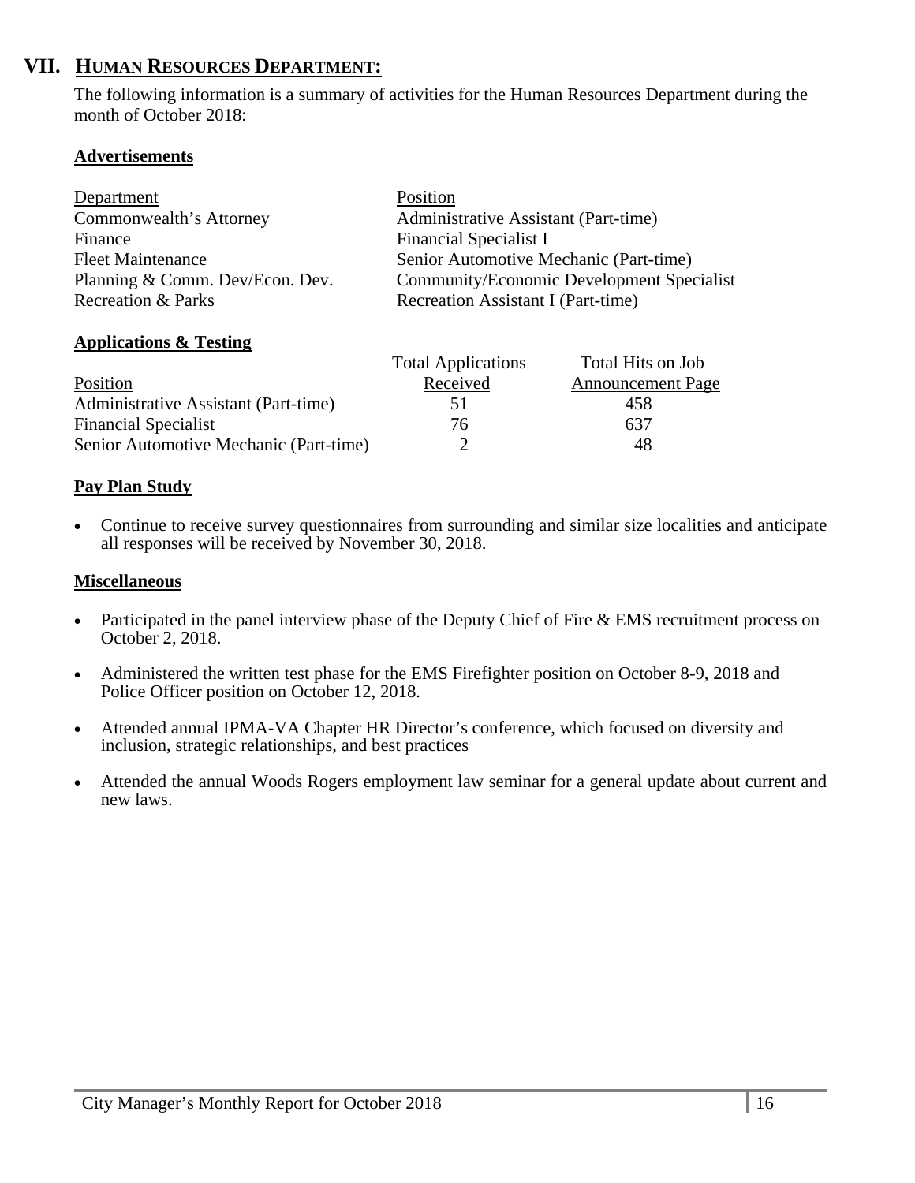## VII. HUMAN RESOURCES DEPARTMENT:

The following information is a summary of activities for the Human Resources Department during the month of October 2018:

**Advertisements**

| Department | Position |
|---|---|
| Commonwealth's Attorney | Administrative Assistant (Part-time) |
| Finance | Financial Specialist I |
| Fleet Maintenance | Senior Automotive Mechanic (Part-time) |
| Planning & Comm. Dev/Econ. Dev. | Community/Economic Development Specialist |
| Recreation & Parks | Recreation Assistant I (Part-time) |

**Applications & Testing**

| Position | Total Applications Received | Total Hits on Job Announcement Page |
|---|---|---|
| Administrative Assistant (Part-time) | 51 | 458 |
| Financial Specialist | 76 | 637 |
| Senior Automotive Mechanic (Part-time) | 2 | 48 |

**Pay Plan Study**

- Continue to receive survey questionnaires from surrounding and similar size localities and anticipate all responses will be received by November 30, 2018.

**Miscellaneous**

- Participated in the panel interview phase of the Deputy Chief of Fire & EMS recruitment process on October 2, 2018.
- Administered the written test phase for the EMS Firefighter position on October 8-9, 2018 and Police Officer position on October 12, 2018.
- Attended annual IPMA-VA Chapter HR Director's conference, which focused on diversity and inclusion, strategic relationships, and best practices
- Attended the annual Woods Rogers employment law seminar for a general update about current and new laws.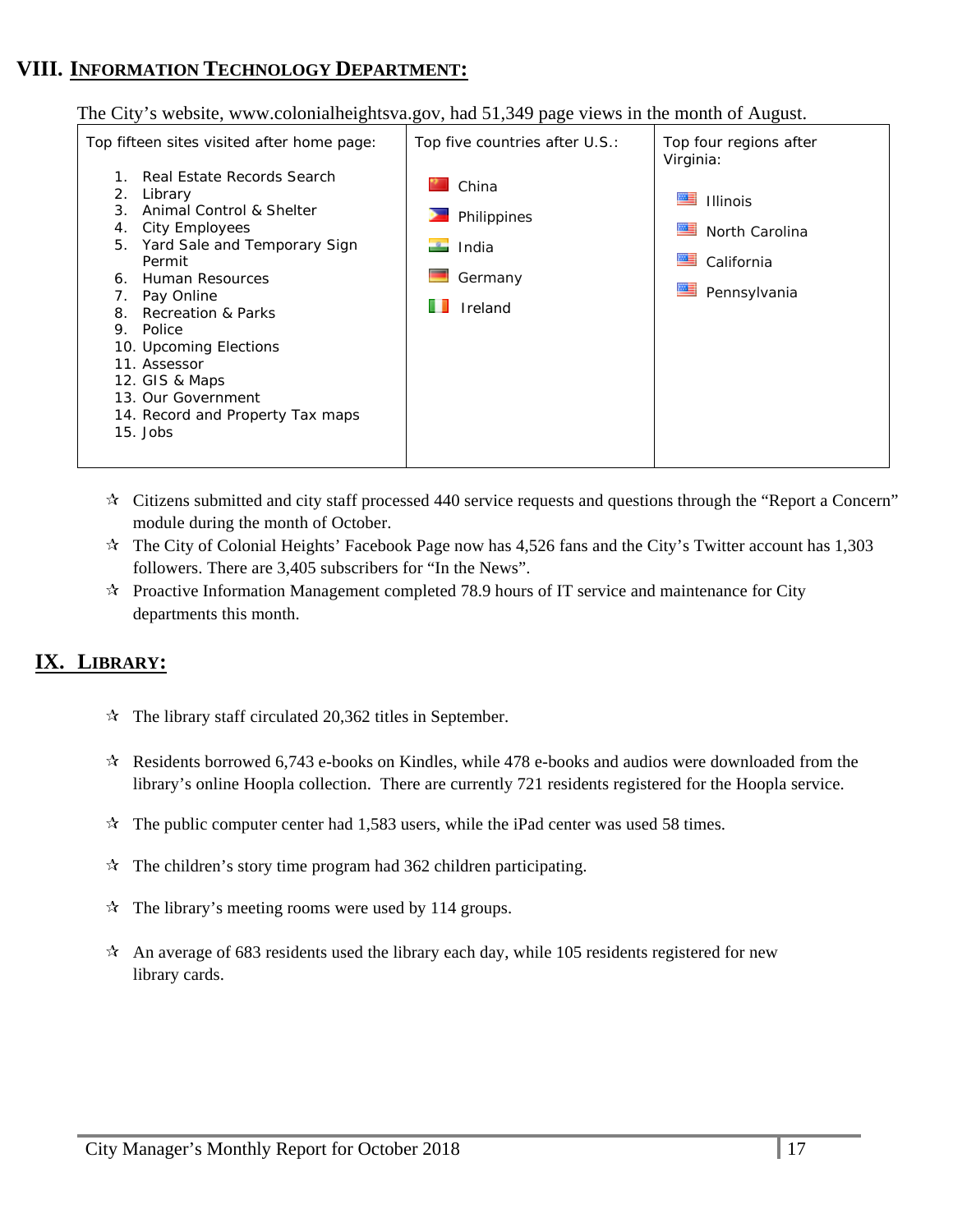## VIII. INFORMATION TECHNOLOGY DEPARTMENT:

The City's website, www.colonialheightsva.gov, had 51,349 page views in the month of August.

| Top fifteen sites visited after home page: | Top five countries after U.S.: | Top four regions after Virginia: |
|---|---|---|
| 1. Real Estate Records Search<br>2. Library<br>3. Animal Control & Shelter<br>4. City Employees<br>5. Yard Sale and Temporary Sign Permit<br>6. Human Resources<br>7. Pay Online<br>8. Recreation & Parks<br>9. Police<br>10. Upcoming Elections<br>11. Assessor<br>12. GIS & Maps<br>13. Our Government<br>14. Record and Property Tax maps<br>15. Jobs | China<br>Philippines<br>India<br>Germany<br>Ireland | Illinois<br>North Carolina<br>California<br>Pennsylvania |

- Citizens submitted and city staff processed 440 service requests and questions through the "Report a Concern" module during the month of October.
- The City of Colonial Heights' Facebook Page now has 4,526 fans and the City's Twitter account has 1,303 followers. There are 3,405 subscribers for "In the News".
- Proactive Information Management completed 78.9 hours of IT service and maintenance for City departments this month.

## IX. LIBRARY:

- The library staff circulated 20,362 titles in September.
- Residents borrowed 6,743 e-books on Kindles, while 478 e-books and audios were downloaded from the library's online Hoopla collection. There are currently 721 residents registered for the Hoopla service.
- The public computer center had 1,583 users, while the iPad center was used 58 times.
- The children's story time program had 362 children participating.
- The library's meeting rooms were used by 114 groups.
- An average of 683 residents used the library each day, while 105 residents registered for new library cards.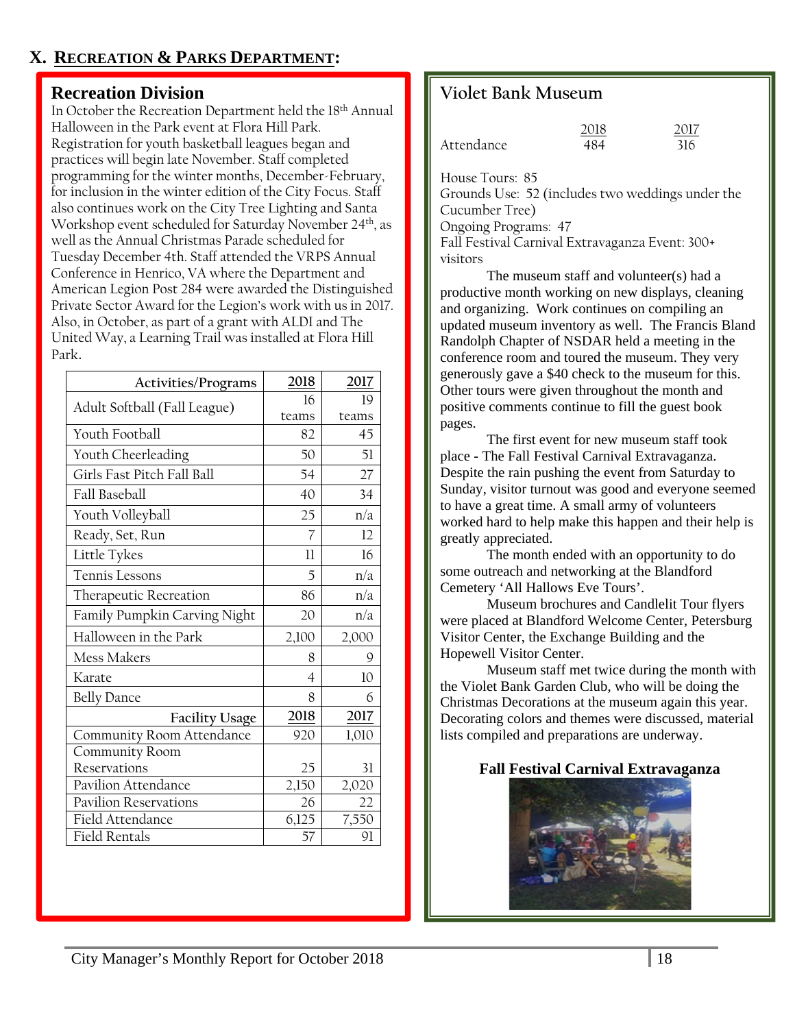# X. RECREATION & PARKS DEPARTMENT:

## Recreation Division

In October the Recreation Department held the 18th Annual Halloween in the Park event at Flora Hill Park. Registration for youth basketball leagues began and practices will begin late November. Staff completed programming for the winter months, December-February, for inclusion in the winter edition of the City Focus. Staff also continues work on the City Tree Lighting and Santa Workshop event scheduled for Saturday November 24th, as well as the Annual Christmas Parade scheduled for Tuesday December 4th. Staff attended the VRPS Annual Conference in Henrico, VA where the Department and American Legion Post 284 were awarded the Distinguished Private Sector Award for the Legion's work with us in 2017. Also, in October, as part of a grant with ALDI and The United Way, a Learning Trail was installed at Flora Hill Park.

| Activities/Programs | 2018 | 2017 |
|---|---|---|
| Adult Softball (Fall League) | 16 teams | 19 teams |
| Youth Football | 82 | 45 |
| Youth Cheerleading | 50 | 51 |
| Girls Fast Pitch Fall Ball | 54 | 27 |
| Fall Baseball | 40 | 34 |
| Youth Volleyball | 25 | n/a |
| Ready, Set, Run | 7 | 12 |
| Little Tykes | 11 | 16 |
| Tennis Lessons | 5 | n/a |
| Therapeutic Recreation | 86 | n/a |
| Family Pumpkin Carving Night | 20 | n/a |
| Halloween in the Park | 2,100 | 2,000 |
| Mess Makers | 8 | 9 |
| Karate | 4 | 10 |
| Belly Dance | 8 | 6 |
| **Facility Usage** | **2018** | **2017** |
| Community Room Attendance | 920 | 1,010 |
| Community Room Reservations | 25 | 31 |
| Pavilion Attendance | 2,150 | 2,020 |
| Pavilion Reservations | 26 | 22 |
| Field Attendance | 6,125 | 7,550 |
| Field Rentals | 57 | 91 |

## Violet Bank Museum

| | 2018 | 2017 |
|---|---|---|
| Attendance | 484 | 316 |

House Tours: 85
Grounds Use: 52 (includes two weddings under the Cucumber Tree)
Ongoing Programs: 47
Fall Festival Carnival Extravaganza Event: 300+ visitors

The museum staff and volunteer(s) had a productive month working on new displays, cleaning and organizing. Work continues on compiling an updated museum inventory as well. The Francis Bland Randolph Chapter of NSDAR held a meeting in the conference room and toured the museum. They very generously gave a $40 check to the museum for this. Other tours were given throughout the month and positive comments continue to fill the guest book pages.

The first event for new museum staff took place - The Fall Festival Carnival Extravaganza. Despite the rain pushing the event from Saturday to Sunday, visitor turnout was good and everyone seemed to have a great time. A small army of volunteers worked hard to help make this happen and their help is greatly appreciated.

The month ended with an opportunity to do some outreach and networking at the Blandford Cemetery 'All Hallows Eve Tours'.

Museum brochures and Candlelit Tour flyers were placed at Blandford Welcome Center, Petersburg Visitor Center, the Exchange Building and the Hopewell Visitor Center.

Museum staff met twice during the month with the Violet Bank Garden Club, who will be doing the Christmas Decorations at the museum again this year. Decorating colors and themes were discussed, material lists compiled and preparations are underway.

**Fall Festival Carnival Extravaganza**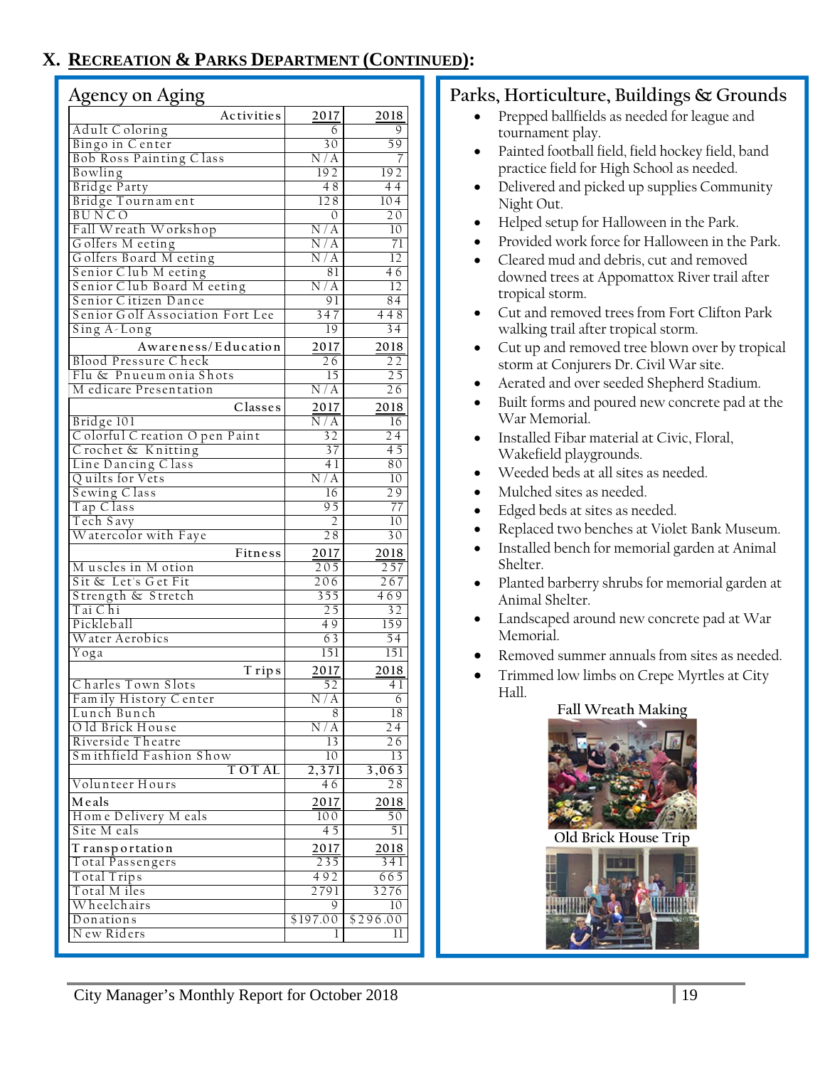## X. Recreation & Parks Department (Continued):

### Agency on Aging

| Activities | 2017 | 2018 |
|---|---|---|
| Adult Coloring | 6 | 9 |
| Bingo in Center | 30 | 59 |
| Bob Ross Painting Class | N/A | 7 |
| Bowling | 192 | 192 |
| Bridge Party | 48 | 44 |
| Bridge Tournament | 128 | 104 |
| BUNCO | 0 | 20 |
| Fall Wreath Workshop | N/A | 10 |
| Golfers Meeting | N/A | 71 |
| Golfers Board Meeting | N/A | 12 |
| Senior Club Meeting | 81 | 46 |
| Senior Club Board Meeting | N/A | 12 |
| Senior Citizen Dance | 91 | 84 |
| Senior Golf Association Fort Lee | 347 | 448 |
| Sing A-Long | 19 | 34 |
| **Awareness/Education** | **2017** | **2018** |
| Blood Pressure Check | 26 | 22 |
| Flu & Pnuemonia Shots | 15 | 25 |
| Medicare Presentation | N/A | 26 |
| **Classes** | **2017** | **2018** |
| Bridge 101 | N/A | 16 |
| Colorful Creation Open Paint | 32 | 24 |
| Crochet & Knitting | 37 | 45 |
| Line Dancing Class | 41 | 80 |
| Quilts for Vets | N/A | 10 |
| Sewing Class | 16 | 29 |
| Tap Class | 95 | 77 |
| Tech Savy | 2 | 10 |
| Watercolor with Faye | 28 | 30 |
| **Fitness** | **2017** | **2018** |
| Muscles in Motion | 205 | 257 |
| Sit & Let's Get Fit | 206 | 267 |
| Strength & Stretch | 355 | 469 |
| Tai Chi | 25 | 32 |
| Pickleball | 49 | 159 |
| Water Aerobics | 63 | 54 |
| Yoga | 151 | 151 |
| **Trips** | **2017** | **2018** |
| Charles Town Slots | 52 | 41 |
| Family History Center | N/A | 6 |
| Lunch Bunch | 8 | 18 |
| Old Brick House | N/A | 24 |
| Riverside Theatre | 13 | 26 |
| Smithfield Fashion Show | 10 | 13 |
| TOTAL | 2,371 | 3,063 |
| Volunteer Hours | 46 | 28 |
| **Meals** | **2017** | **2018** |
| Home Delivery Meals | 100 | 50 |
| Site Meals | 45 | 51 |
| **Transportation** | **2017** | **2018** |
| Total Passengers | 235 | 341 |
| Total Trips | 492 | 665 |
| Total Miles | 2791 | 3276 |
| Wheelchairs | 9 | 10 |
| Donations | $197.00 | $296.00 |
| New Riders | 1 | 11 |

### Parks, Horticulture, Buildings & Grounds

- Prepped ballfields as needed for league and tournament play.
- Painted football field, field hockey field, band practice field for High School as needed.
- Delivered and picked up supplies Community Night Out.
- Helped setup for Halloween in the Park.
- Provided work force for Halloween in the Park.
- Cleared mud and debris, cut and removed downed trees at Appomattox River trail after tropical storm.
- Cut and removed trees from Fort Clifton Park walking trail after tropical storm.
- Cut up and removed tree blown over by tropical storm at Conjurers Dr. Civil War site.
- Aerated and over seeded Shepherd Stadium.
- Built forms and poured new concrete pad at the War Memorial.
- Installed Fibar material at Civic, Floral, Wakefield playgrounds.
- Weeded beds at all sites as needed.
- Mulched sites as needed.
- Edged beds at sites as needed.
- Replaced two benches at Violet Bank Museum.
- Installed bench for memorial garden at Animal Shelter.
- Planted barberry shrubs for memorial garden at Animal Shelter.
- Landscaped around new concrete pad at War Memorial.
- Removed summer annuals from sites as needed.
- Trimmed low limbs on Crepe Myrtles at City Hall.

Fall Wreath Making

Old Brick House Trip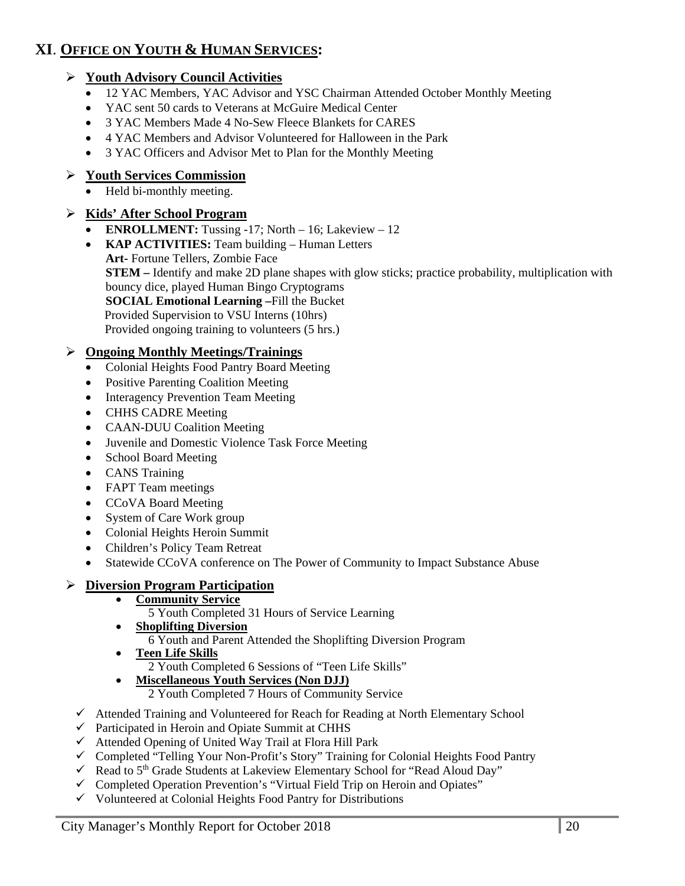## XI. OFFICE ON YOUTH & HUMAN SERVICES:

### **Youth Advisory Council Activities**

- 12 YAC Members, YAC Advisor and YSC Chairman Attended October Monthly Meeting
- YAC sent 50 cards to Veterans at McGuire Medical Center
- 3 YAC Members Made 4 No-Sew Fleece Blankets for CARES
- 4 YAC Members and Advisor Volunteered for Halloween in the Park
- 3 YAC Officers and Advisor Met to Plan for the Monthly Meeting

### **Youth Services Commission**

- Held bi-monthly meeting.

### **Kids' After School Program**

- **ENROLLMENT:** Tussing -17; North – 16; Lakeview – 12
- **KAP ACTIVITIES:** Team building – Human Letters
  **Art-** Fortune Tellers, Zombie Face
  **STEM –** Identify and make 2D plane shapes with glow sticks; practice probability, multiplication with bouncy dice, played Human Bingo Cryptograms
  **SOCIAL Emotional Learning –**Fill the Bucket
  Provided Supervision to VSU Interns (10hrs)
  Provided ongoing training to volunteers (5 hrs.)

### **Ongoing Monthly Meetings/Trainings**

- Colonial Heights Food Pantry Board Meeting
- Positive Parenting Coalition Meeting
- Interagency Prevention Team Meeting
- CHHS CADRE Meeting
- CAAN-DUU Coalition Meeting
- Juvenile and Domestic Violence Task Force Meeting
- School Board Meeting
- CANS Training
- FAPT Team meetings
- CCoVA Board Meeting
- System of Care Work group
- Colonial Heights Heroin Summit
- Children's Policy Team Retreat
- Statewide CCoVA conference on The Power of Community to Impact Substance Abuse

### **Diversion Program Participation**

- **Community Service**
  5 Youth Completed 31 Hours of Service Learning
- **Shoplifting Diversion**
  6 Youth and Parent Attended the Shoplifting Diversion Program
- **Teen Life Skills**
  2 Youth Completed 6 Sessions of "Teen Life Skills"
- **Miscellaneous Youth Services (Non DJJ)**
  2 Youth Completed 7 Hours of Community Service

- ✓ Attended Training and Volunteered for Reach for Reading at North Elementary School
- ✓ Participated in Heroin and Opiate Summit at CHHS
- ✓ Attended Opening of United Way Trail at Flora Hill Park
- ✓ Completed "Telling Your Non-Profit's Story" Training for Colonial Heights Food Pantry
- ✓ Read to 5th Grade Students at Lakeview Elementary School for "Read Aloud Day"
- ✓ Completed Operation Prevention's "Virtual Field Trip on Heroin and Opiates"
- ✓ Volunteered at Colonial Heights Food Pantry for Distributions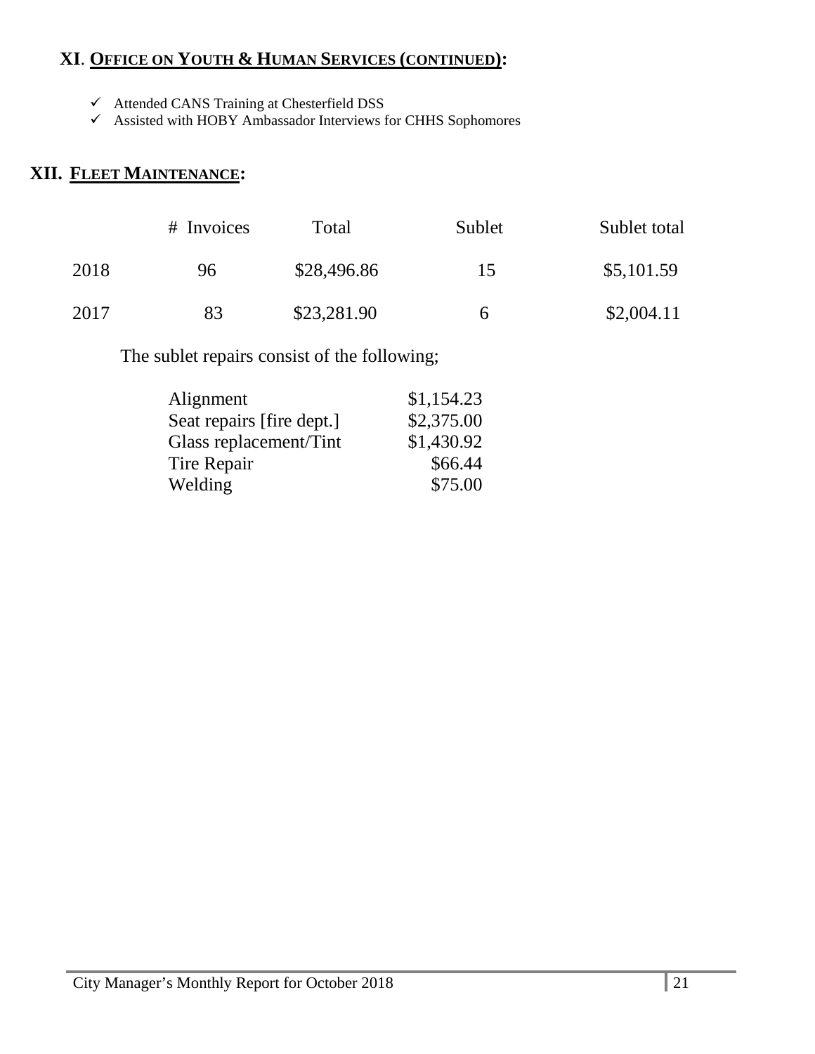## XI. OFFICE ON YOUTH & HUMAN SERVICES (CONTINUED):

- ✓ Attended CANS Training at Chesterfield DSS
- ✓ Assisted with HOBY Ambassador Interviews for CHHS Sophomores

## XII. FLEET MAINTENANCE:

| | # Invoices | Total | Sublet | Sublet total |
|---|---|---|---|---|
| 2018 | 96 | $28,496.86 | 15 | $5,101.59 |
| 2017 | 83 | $23,281.90 | 6 | $2,004.11 |

The sublet repairs consist of the following;

| | |
|---|---|
| Alignment | $1,154.23 |
| Seat repairs [fire dept.] | $2,375.00 |
| Glass replacement/Tint | $1,430.92 |
| Tire Repair | $66.44 |
| Welding | $75.00 |